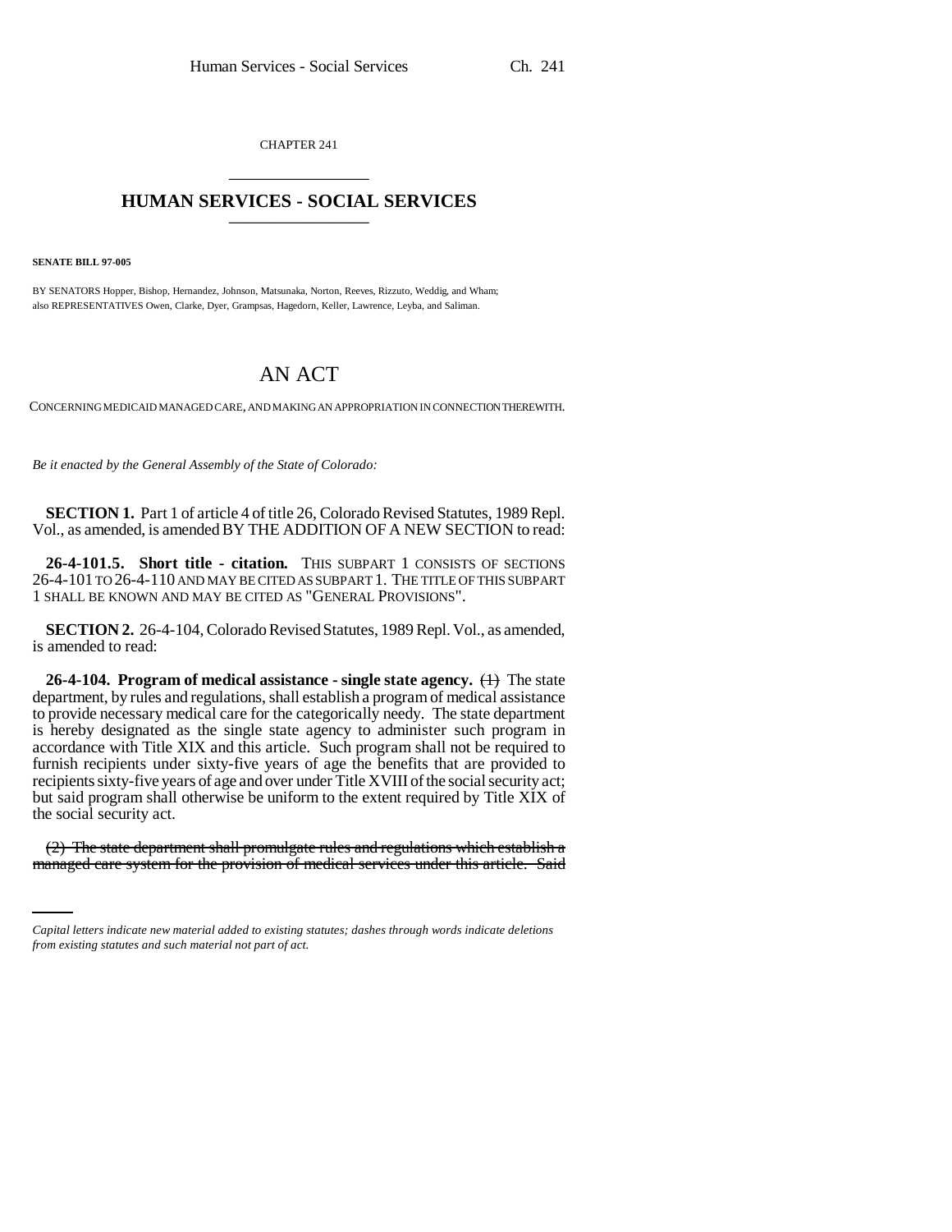CHAPTER 241

# HUMAN SERVICES - SOCIAL SERVICES

**SENATE BILL 97-005**

BY SENATORS Hopper, Bishop, Hernandez, Johnson, Matsunaka, Norton, Reeves, Rizzuto, Weddig, and Wham; also REPRESENTATIVES Owen, Clarke, Dyer, Grampsas, Hagedorn, Keller, Lawrence, Leyba, and Saliman.

# AN ACT

CONCERNING MEDICAID MANAGED CARE, AND MAKING AN APPROPRIATION IN CONNECTION THEREWITH.

*Be it enacted by the General Assembly of the State of Colorado:*

**SECTION 1.** Part 1 of article 4 of title 26, Colorado Revised Statutes, 1989 Repl. Vol., as amended, is amended BY THE ADDITION OF A NEW SECTION to read:

**26-4-101.5. Short title - citation.** THIS SUBPART 1 CONSISTS OF SECTIONS 26-4-101 TO 26-4-110 AND MAY BE CITED AS SUBPART 1. THE TITLE OF THIS SUBPART 1 SHALL BE KNOWN AND MAY BE CITED AS "GENERAL PROVISIONS".

**SECTION 2.** 26-4-104, Colorado Revised Statutes, 1989 Repl. Vol., as amended, is amended to read:

**26-4-104. Program of medical assistance - single state agency.** ~~(1)~~ The state department, by rules and regulations, shall establish a program of medical assistance to provide necessary medical care for the categorically needy. The state department is hereby designated as the single state agency to administer such program in accordance with Title XIX and this article. Such program shall not be required to furnish recipients under sixty-five years of age the benefits that are provided to recipients sixty-five years of age and over under Title XVIII of the social security act; but said program shall otherwise be uniform to the extent required by Title XIX of the social security act.

~~(2) The state department shall promulgate rules and regulations which establish a managed care system for the provision of medical services under this article. Said~~

*Capital letters indicate new material added to existing statutes; dashes through words indicate deletions from existing statutes and such material not part of act.*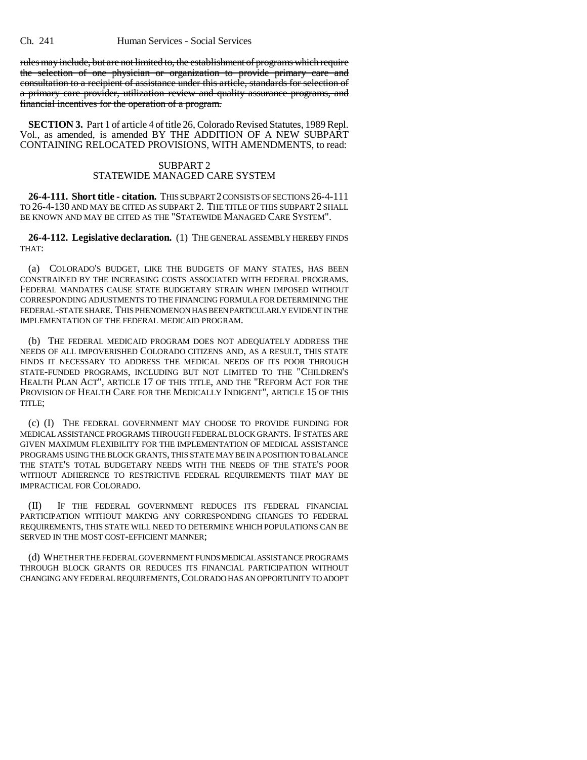~~rules may include, but are not limited to, the establishment of programs which require the selection of one physician or organization to provide primary care and consultation to a recipient of assistance under this article, standards for selection of a primary care provider, utilization review and quality assurance programs, and financial incentives for the operation of a program.~~

**SECTION 3.** Part 1 of article 4 of title 26, Colorado Revised Statutes, 1989 Repl. Vol., as amended, is amended BY THE ADDITION OF A NEW SUBPART CONTAINING RELOCATED PROVISIONS, WITH AMENDMENTS, to read:

SUBPART 2
STATEWIDE MANAGED CARE SYSTEM

**26-4-111. Short title - citation.** THIS SUBPART 2 CONSISTS OF SECTIONS 26-4-111 TO 26-4-130 AND MAY BE CITED AS SUBPART 2. THE TITLE OF THIS SUBPART 2 SHALL BE KNOWN AND MAY BE CITED AS THE "STATEWIDE MANAGED CARE SYSTEM".

**26-4-112. Legislative declaration.** (1) THE GENERAL ASSEMBLY HEREBY FINDS THAT:

(a) COLORADO'S BUDGET, LIKE THE BUDGETS OF MANY STATES, HAS BEEN CONSTRAINED BY THE INCREASING COSTS ASSOCIATED WITH FEDERAL PROGRAMS. FEDERAL MANDATES CAUSE STATE BUDGETARY STRAIN WHEN IMPOSED WITHOUT CORRESPONDING ADJUSTMENTS TO THE FINANCING FORMULA FOR DETERMINING THE FEDERAL-STATE SHARE. THIS PHENOMENON HAS BEEN PARTICULARLY EVIDENT IN THE IMPLEMENTATION OF THE FEDERAL MEDICAID PROGRAM.

(b) THE FEDERAL MEDICAID PROGRAM DOES NOT ADEQUATELY ADDRESS THE NEEDS OF ALL IMPOVERISHED COLORADO CITIZENS AND, AS A RESULT, THIS STATE FINDS IT NECESSARY TO ADDRESS THE MEDICAL NEEDS OF ITS POOR THROUGH STATE-FUNDED PROGRAMS, INCLUDING BUT NOT LIMITED TO THE "CHILDREN'S HEALTH PLAN ACT", ARTICLE 17 OF THIS TITLE, AND THE "REFORM ACT FOR THE PROVISION OF HEALTH CARE FOR THE MEDICALLY INDIGENT", ARTICLE 15 OF THIS TITLE;

(c) (I) THE FEDERAL GOVERNMENT MAY CHOOSE TO PROVIDE FUNDING FOR MEDICAL ASSISTANCE PROGRAMS THROUGH FEDERAL BLOCK GRANTS. IF STATES ARE GIVEN MAXIMUM FLEXIBILITY FOR THE IMPLEMENTATION OF MEDICAL ASSISTANCE PROGRAMS USING THE BLOCK GRANTS, THIS STATE MAY BE IN A POSITION TO BALANCE THE STATE'S TOTAL BUDGETARY NEEDS WITH THE NEEDS OF THE STATE'S POOR WITHOUT ADHERENCE TO RESTRICTIVE FEDERAL REQUIREMENTS THAT MAY BE IMPRACTICAL FOR COLORADO.

(II) IF THE FEDERAL GOVERNMENT REDUCES ITS FEDERAL FINANCIAL PARTICIPATION WITHOUT MAKING ANY CORRESPONDING CHANGES TO FEDERAL REQUIREMENTS, THIS STATE WILL NEED TO DETERMINE WHICH POPULATIONS CAN BE SERVED IN THE MOST COST-EFFICIENT MANNER;

(d) WHETHER THE FEDERAL GOVERNMENT FUNDS MEDICAL ASSISTANCE PROGRAMS THROUGH BLOCK GRANTS OR REDUCES ITS FINANCIAL PARTICIPATION WITHOUT CHANGING ANY FEDERAL REQUIREMENTS, COLORADO HAS AN OPPORTUNITY TO ADOPT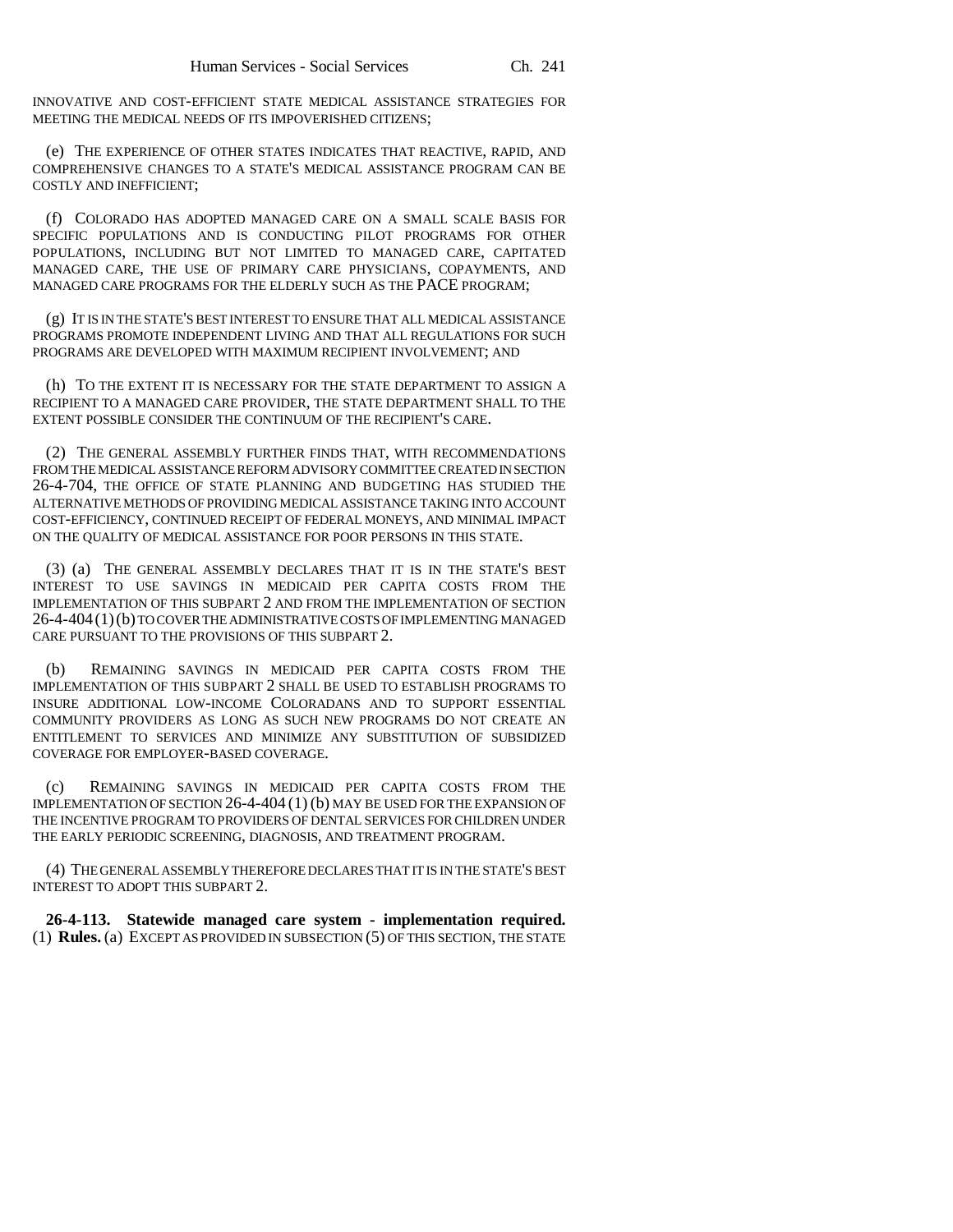INNOVATIVE AND COST-EFFICIENT STATE MEDICAL ASSISTANCE STRATEGIES FOR MEETING THE MEDICAL NEEDS OF ITS IMPOVERISHED CITIZENS;

(e) THE EXPERIENCE OF OTHER STATES INDICATES THAT REACTIVE, RAPID, AND COMPREHENSIVE CHANGES TO A STATE'S MEDICAL ASSISTANCE PROGRAM CAN BE COSTLY AND INEFFICIENT;

(f) COLORADO HAS ADOPTED MANAGED CARE ON A SMALL SCALE BASIS FOR SPECIFIC POPULATIONS AND IS CONDUCTING PILOT PROGRAMS FOR OTHER POPULATIONS, INCLUDING BUT NOT LIMITED TO MANAGED CARE, CAPITATED MANAGED CARE, THE USE OF PRIMARY CARE PHYSICIANS, COPAYMENTS, AND MANAGED CARE PROGRAMS FOR THE ELDERLY SUCH AS THE PACE PROGRAM;

(g) IT IS IN THE STATE'S BEST INTEREST TO ENSURE THAT ALL MEDICAL ASSISTANCE PROGRAMS PROMOTE INDEPENDENT LIVING AND THAT ALL REGULATIONS FOR SUCH PROGRAMS ARE DEVELOPED WITH MAXIMUM RECIPIENT INVOLVEMENT; AND

(h) TO THE EXTENT IT IS NECESSARY FOR THE STATE DEPARTMENT TO ASSIGN A RECIPIENT TO A MANAGED CARE PROVIDER, THE STATE DEPARTMENT SHALL TO THE EXTENT POSSIBLE CONSIDER THE CONTINUUM OF THE RECIPIENT'S CARE.

(2) THE GENERAL ASSEMBLY FURTHER FINDS THAT, WITH RECOMMENDATIONS FROM THE MEDICAL ASSISTANCE REFORM ADVISORY COMMITTEE CREATED IN SECTION 26-4-704, THE OFFICE OF STATE PLANNING AND BUDGETING HAS STUDIED THE ALTERNATIVE METHODS OF PROVIDING MEDICAL ASSISTANCE TAKING INTO ACCOUNT COST-EFFICIENCY, CONTINUED RECEIPT OF FEDERAL MONEYS, AND MINIMAL IMPACT ON THE QUALITY OF MEDICAL ASSISTANCE FOR POOR PERSONS IN THIS STATE.

(3) (a) THE GENERAL ASSEMBLY DECLARES THAT IT IS IN THE STATE'S BEST INTEREST TO USE SAVINGS IN MEDICAID PER CAPITA COSTS FROM THE IMPLEMENTATION OF THIS SUBPART 2 AND FROM THE IMPLEMENTATION OF SECTION 26-4-404 (1) (b) TO COVER THE ADMINISTRATIVE COSTS OF IMPLEMENTING MANAGED CARE PURSUANT TO THE PROVISIONS OF THIS SUBPART 2.

(b) REMAINING SAVINGS IN MEDICAID PER CAPITA COSTS FROM THE IMPLEMENTATION OF THIS SUBPART 2 SHALL BE USED TO ESTABLISH PROGRAMS TO INSURE ADDITIONAL LOW-INCOME COLORADANS AND TO SUPPORT ESSENTIAL COMMUNITY PROVIDERS AS LONG AS SUCH NEW PROGRAMS DO NOT CREATE AN ENTITLEMENT TO SERVICES AND MINIMIZE ANY SUBSTITUTION OF SUBSIDIZED COVERAGE FOR EMPLOYER-BASED COVERAGE.

(c) REMAINING SAVINGS IN MEDICAID PER CAPITA COSTS FROM THE IMPLEMENTATION OF SECTION 26-4-404 (1) (b) MAY BE USED FOR THE EXPANSION OF THE INCENTIVE PROGRAM TO PROVIDERS OF DENTAL SERVICES FOR CHILDREN UNDER THE EARLY PERIODIC SCREENING, DIAGNOSIS, AND TREATMENT PROGRAM.

(4) THE GENERAL ASSEMBLY THEREFORE DECLARES THAT IT IS IN THE STATE'S BEST INTEREST TO ADOPT THIS SUBPART 2.

**26-4-113. Statewide managed care system - implementation required.** (1) **Rules.** (a) EXCEPT AS PROVIDED IN SUBSECTION (5) OF THIS SECTION, THE STATE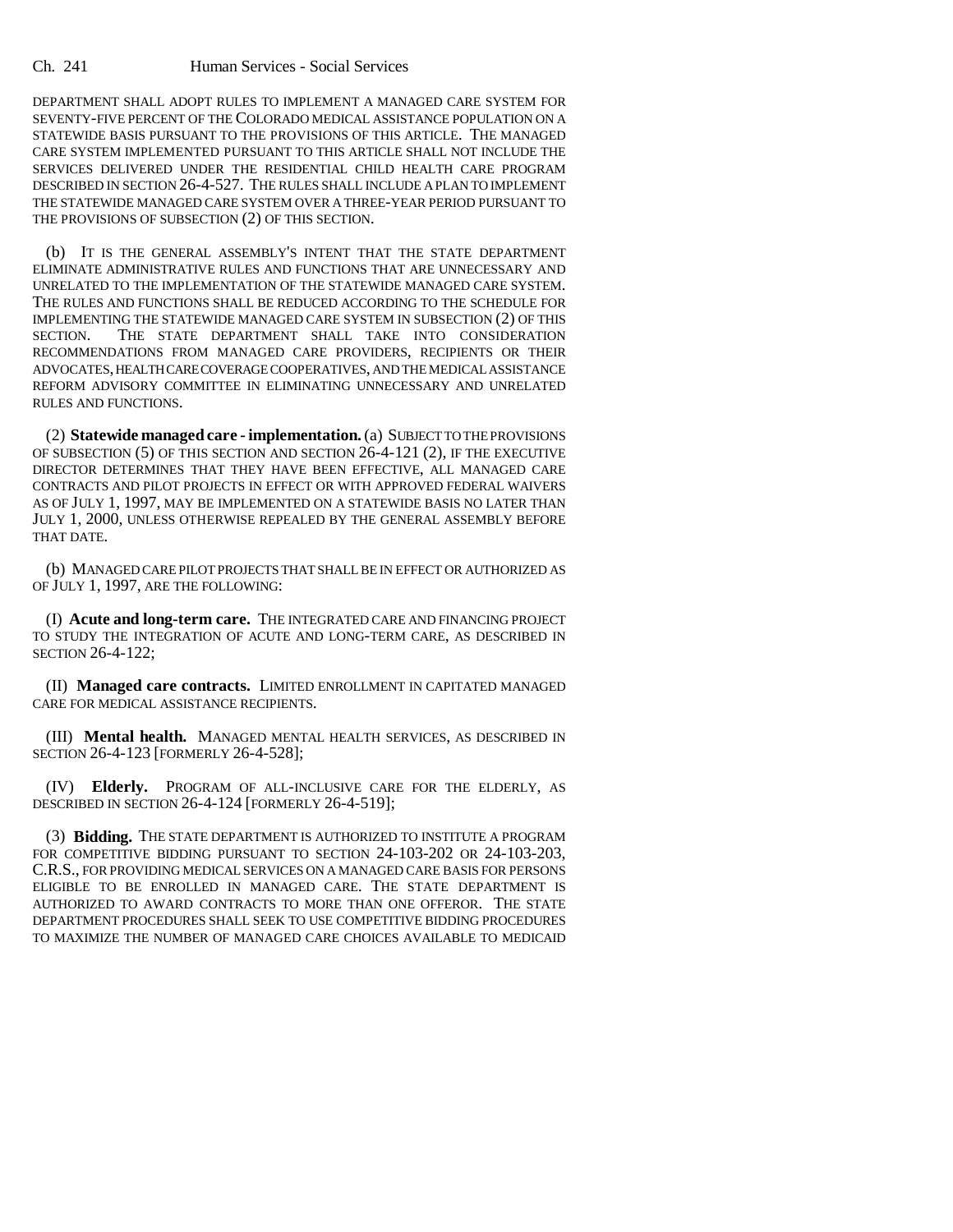DEPARTMENT SHALL ADOPT RULES TO IMPLEMENT A MANAGED CARE SYSTEM FOR SEVENTY-FIVE PERCENT OF THE COLORADO MEDICAL ASSISTANCE POPULATION ON A STATEWIDE BASIS PURSUANT TO THE PROVISIONS OF THIS ARTICLE. THE MANAGED CARE SYSTEM IMPLEMENTED PURSUANT TO THIS ARTICLE SHALL NOT INCLUDE THE SERVICES DELIVERED UNDER THE RESIDENTIAL CHILD HEALTH CARE PROGRAM DESCRIBED IN SECTION 26-4-527. THE RULES SHALL INCLUDE A PLAN TO IMPLEMENT THE STATEWIDE MANAGED CARE SYSTEM OVER A THREE-YEAR PERIOD PURSUANT TO THE PROVISIONS OF SUBSECTION (2) OF THIS SECTION.

(b) IT IS THE GENERAL ASSEMBLY'S INTENT THAT THE STATE DEPARTMENT ELIMINATE ADMINISTRATIVE RULES AND FUNCTIONS THAT ARE UNNECESSARY AND UNRELATED TO THE IMPLEMENTATION OF THE STATEWIDE MANAGED CARE SYSTEM. THE RULES AND FUNCTIONS SHALL BE REDUCED ACCORDING TO THE SCHEDULE FOR IMPLEMENTING THE STATEWIDE MANAGED CARE SYSTEM IN SUBSECTION (2) OF THIS SECTION. THE STATE DEPARTMENT SHALL TAKE INTO CONSIDERATION RECOMMENDATIONS FROM MANAGED CARE PROVIDERS, RECIPIENTS OR THEIR ADVOCATES, HEALTH CARE COVERAGE COOPERATIVES, AND THE MEDICAL ASSISTANCE REFORM ADVISORY COMMITTEE IN ELIMINATING UNNECESSARY AND UNRELATED RULES AND FUNCTIONS.

(2) **Statewide managed care - implementation.** (a) SUBJECT TO THE PROVISIONS OF SUBSECTION (5) OF THIS SECTION AND SECTION 26-4-121 (2), IF THE EXECUTIVE DIRECTOR DETERMINES THAT THEY HAVE BEEN EFFECTIVE, ALL MANAGED CARE CONTRACTS AND PILOT PROJECTS IN EFFECT OR WITH APPROVED FEDERAL WAIVERS AS OF JULY 1, 1997, MAY BE IMPLEMENTED ON A STATEWIDE BASIS NO LATER THAN JULY 1, 2000, UNLESS OTHERWISE REPEALED BY THE GENERAL ASSEMBLY BEFORE THAT DATE.

(b) MANAGED CARE PILOT PROJECTS THAT SHALL BE IN EFFECT OR AUTHORIZED AS OF JULY 1, 1997, ARE THE FOLLOWING:

(I) **Acute and long-term care.** THE INTEGRATED CARE AND FINANCING PROJECT TO STUDY THE INTEGRATION OF ACUTE AND LONG-TERM CARE, AS DESCRIBED IN SECTION 26-4-122;

(II) **Managed care contracts.** LIMITED ENROLLMENT IN CAPITATED MANAGED CARE FOR MEDICAL ASSISTANCE RECIPIENTS.

(III) **Mental health.** MANAGED MENTAL HEALTH SERVICES, AS DESCRIBED IN SECTION 26-4-123 [FORMERLY 26-4-528];

(IV) **Elderly.** PROGRAM OF ALL-INCLUSIVE CARE FOR THE ELDERLY, AS DESCRIBED IN SECTION 26-4-124 [FORMERLY 26-4-519];

(3) **Bidding.** THE STATE DEPARTMENT IS AUTHORIZED TO INSTITUTE A PROGRAM FOR COMPETITIVE BIDDING PURSUANT TO SECTION 24-103-202 OR 24-103-203, C.R.S., FOR PROVIDING MEDICAL SERVICES ON A MANAGED CARE BASIS FOR PERSONS ELIGIBLE TO BE ENROLLED IN MANAGED CARE. THE STATE DEPARTMENT IS AUTHORIZED TO AWARD CONTRACTS TO MORE THAN ONE OFFEROR. THE STATE DEPARTMENT PROCEDURES SHALL SEEK TO USE COMPETITIVE BIDDING PROCEDURES TO MAXIMIZE THE NUMBER OF MANAGED CARE CHOICES AVAILABLE TO MEDICAID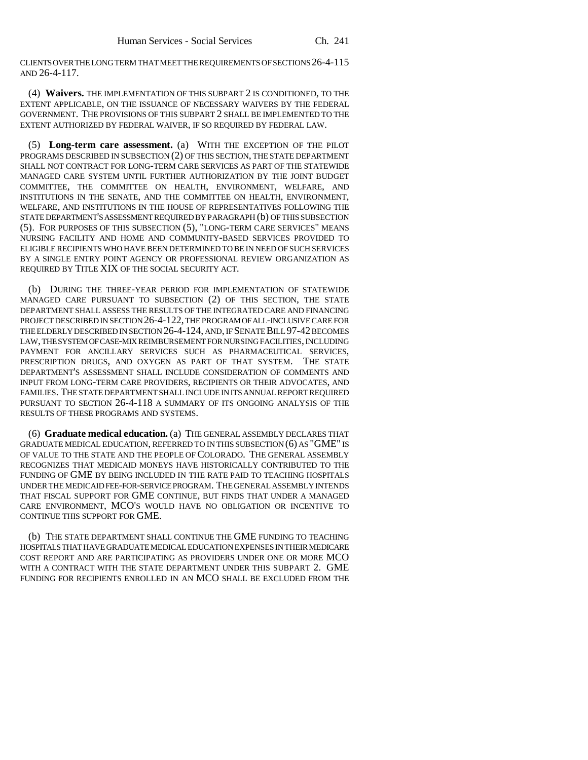CLIENTS OVER THE LONG TERM THAT MEET THE REQUIREMENTS OF SECTIONS 26-4-115 AND 26-4-117.

(4) **Waivers.** THE IMPLEMENTATION OF THIS SUBPART 2 IS CONDITIONED, TO THE EXTENT APPLICABLE, ON THE ISSUANCE OF NECESSARY WAIVERS BY THE FEDERAL GOVERNMENT. THE PROVISIONS OF THIS SUBPART 2 SHALL BE IMPLEMENTED TO THE EXTENT AUTHORIZED BY FEDERAL WAIVER, IF SO REQUIRED BY FEDERAL LAW.

(5) **Long-term care assessment.** (a) WITH THE EXCEPTION OF THE PILOT PROGRAMS DESCRIBED IN SUBSECTION (2) OF THIS SECTION, THE STATE DEPARTMENT SHALL NOT CONTRACT FOR LONG-TERM CARE SERVICES AS PART OF THE STATEWIDE MANAGED CARE SYSTEM UNTIL FURTHER AUTHORIZATION BY THE JOINT BUDGET COMMITTEE, THE COMMITTEE ON HEALTH, ENVIRONMENT, WELFARE, AND INSTITUTIONS IN THE SENATE, AND THE COMMITTEE ON HEALTH, ENVIRONMENT, WELFARE, AND INSTITUTIONS IN THE HOUSE OF REPRESENTATIVES FOLLOWING THE STATE DEPARTMENT'S ASSESSMENT REQUIRED BY PARAGRAPH (b) OF THIS SUBSECTION (5). FOR PURPOSES OF THIS SUBSECTION (5), "LONG-TERM CARE SERVICES" MEANS NURSING FACILITY AND HOME AND COMMUNITY-BASED SERVICES PROVIDED TO ELIGIBLE RECIPIENTS WHO HAVE BEEN DETERMINED TO BE IN NEED OF SUCH SERVICES BY A SINGLE ENTRY POINT AGENCY OR PROFESSIONAL REVIEW ORGANIZATION AS REQUIRED BY TITLE XIX OF THE SOCIAL SECURITY ACT.

(b) DURING THE THREE-YEAR PERIOD FOR IMPLEMENTATION OF STATEWIDE MANAGED CARE PURSUANT TO SUBSECTION (2) OF THIS SECTION, THE STATE DEPARTMENT SHALL ASSESS THE RESULTS OF THE INTEGRATED CARE AND FINANCING PROJECT DESCRIBED IN SECTION 26-4-122, THE PROGRAM OF ALL-INCLUSIVE CARE FOR THE ELDERLY DESCRIBED IN SECTION 26-4-124, AND, IF SENATE BILL 97-42 BECOMES LAW, THE SYSTEM OF CASE-MIX REIMBURSEMENT FOR NURSING FACILITIES, INCLUDING PAYMENT FOR ANCILLARY SERVICES SUCH AS PHARMACEUTICAL SERVICES, PRESCRIPTION DRUGS, AND OXYGEN AS PART OF THAT SYSTEM. THE STATE DEPARTMENT'S ASSESSMENT SHALL INCLUDE CONSIDERATION OF COMMENTS AND INPUT FROM LONG-TERM CARE PROVIDERS, RECIPIENTS OR THEIR ADVOCATES, AND FAMILIES. THE STATE DEPARTMENT SHALL INCLUDE IN ITS ANNUAL REPORT REQUIRED PURSUANT TO SECTION 26-4-118 A SUMMARY OF ITS ONGOING ANALYSIS OF THE RESULTS OF THESE PROGRAMS AND SYSTEMS.

(6) **Graduate medical education.** (a) THE GENERAL ASSEMBLY DECLARES THAT GRADUATE MEDICAL EDUCATION, REFERRED TO IN THIS SUBSECTION (6) AS "GME" IS OF VALUE TO THE STATE AND THE PEOPLE OF COLORADO. THE GENERAL ASSEMBLY RECOGNIZES THAT MEDICAID MONEYS HAVE HISTORICALLY CONTRIBUTED TO THE FUNDING OF GME BY BEING INCLUDED IN THE RATE PAID TO TEACHING HOSPITALS UNDER THE MEDICAID FEE-FOR-SERVICE PROGRAM. THE GENERAL ASSEMBLY INTENDS THAT FISCAL SUPPORT FOR GME CONTINUE, BUT FINDS THAT UNDER A MANAGED CARE ENVIRONMENT, MCO'S WOULD HAVE NO OBLIGATION OR INCENTIVE TO CONTINUE THIS SUPPORT FOR GME.

(b) THE STATE DEPARTMENT SHALL CONTINUE THE GME FUNDING TO TEACHING HOSPITALS THAT HAVE GRADUATE MEDICAL EDUCATION EXPENSES IN THEIR MEDICARE COST REPORT AND ARE PARTICIPATING AS PROVIDERS UNDER ONE OR MORE MCO WITH A CONTRACT WITH THE STATE DEPARTMENT UNDER THIS SUBPART 2. GME FUNDING FOR RECIPIENTS ENROLLED IN AN MCO SHALL BE EXCLUDED FROM THE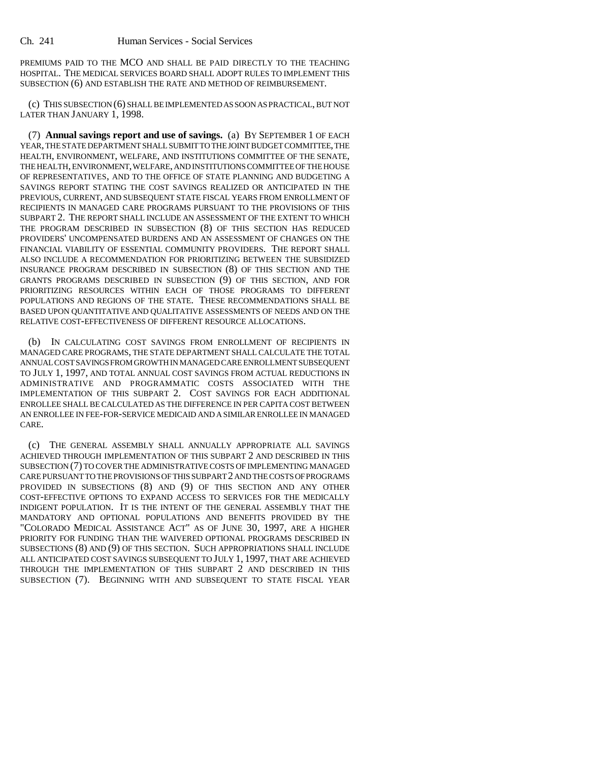PREMIUMS PAID TO THE MCO AND SHALL BE PAID DIRECTLY TO THE TEACHING HOSPITAL. THE MEDICAL SERVICES BOARD SHALL ADOPT RULES TO IMPLEMENT THIS SUBSECTION (6) AND ESTABLISH THE RATE AND METHOD OF REIMBURSEMENT.

(c) THIS SUBSECTION (6) SHALL BE IMPLEMENTED AS SOON AS PRACTICAL, BUT NOT LATER THAN JANUARY 1, 1998.

(7) **Annual savings report and use of savings.** (a) BY SEPTEMBER 1 OF EACH YEAR, THE STATE DEPARTMENT SHALL SUBMIT TO THE JOINT BUDGET COMMITTEE, THE HEALTH, ENVIRONMENT, WELFARE, AND INSTITUTIONS COMMITTEE OF THE SENATE, THE HEALTH, ENVIRONMENT, WELFARE, AND INSTITUTIONS COMMITTEE OF THE HOUSE OF REPRESENTATIVES, AND TO THE OFFICE OF STATE PLANNING AND BUDGETING A SAVINGS REPORT STATING THE COST SAVINGS REALIZED OR ANTICIPATED IN THE PREVIOUS, CURRENT, AND SUBSEQUENT STATE FISCAL YEARS FROM ENROLLMENT OF RECIPIENTS IN MANAGED CARE PROGRAMS PURSUANT TO THE PROVISIONS OF THIS SUBPART 2. THE REPORT SHALL INCLUDE AN ASSESSMENT OF THE EXTENT TO WHICH THE PROGRAM DESCRIBED IN SUBSECTION (8) OF THIS SECTION HAS REDUCED PROVIDERS' UNCOMPENSATED BURDENS AND AN ASSESSMENT OF CHANGES ON THE FINANCIAL VIABILITY OF ESSENTIAL COMMUNITY PROVIDERS. THE REPORT SHALL ALSO INCLUDE A RECOMMENDATION FOR PRIORITIZING BETWEEN THE SUBSIDIZED INSURANCE PROGRAM DESCRIBED IN SUBSECTION (8) OF THIS SECTION AND THE GRANTS PROGRAMS DESCRIBED IN SUBSECTION (9) OF THIS SECTION, AND FOR PRIORITIZING RESOURCES WITHIN EACH OF THOSE PROGRAMS TO DIFFERENT POPULATIONS AND REGIONS OF THE STATE. THESE RECOMMENDATIONS SHALL BE BASED UPON QUANTITATIVE AND QUALITATIVE ASSESSMENTS OF NEEDS AND ON THE RELATIVE COST-EFFECTIVENESS OF DIFFERENT RESOURCE ALLOCATIONS.

(b) IN CALCULATING COST SAVINGS FROM ENROLLMENT OF RECIPIENTS IN MANAGED CARE PROGRAMS, THE STATE DEPARTMENT SHALL CALCULATE THE TOTAL ANNUAL COST SAVINGS FROM GROWTH IN MANAGED CARE ENROLLMENT SUBSEQUENT TO JULY 1, 1997, AND TOTAL ANNUAL COST SAVINGS FROM ACTUAL REDUCTIONS IN ADMINISTRATIVE AND PROGRAMMATIC COSTS ASSOCIATED WITH THE IMPLEMENTATION OF THIS SUBPART 2. COST SAVINGS FOR EACH ADDITIONAL ENROLLEE SHALL BE CALCULATED AS THE DIFFERENCE IN PER CAPITA COST BETWEEN AN ENROLLEE IN FEE-FOR-SERVICE MEDICAID AND A SIMILAR ENROLLEE IN MANAGED CARE.

(c) THE GENERAL ASSEMBLY SHALL ANNUALLY APPROPRIATE ALL SAVINGS ACHIEVED THROUGH IMPLEMENTATION OF THIS SUBPART 2 AND DESCRIBED IN THIS SUBSECTION (7) TO COVER THE ADMINISTRATIVE COSTS OF IMPLEMENTING MANAGED CARE PURSUANT TO THE PROVISIONS OF THIS SUBPART 2 AND THE COSTS OF PROGRAMS PROVIDED IN SUBSECTIONS (8) AND (9) OF THIS SECTION AND ANY OTHER COST-EFFECTIVE OPTIONS TO EXPAND ACCESS TO SERVICES FOR THE MEDICALLY INDIGENT POPULATION. IT IS THE INTENT OF THE GENERAL ASSEMBLY THAT THE MANDATORY AND OPTIONAL POPULATIONS AND BENEFITS PROVIDED BY THE "COLORADO MEDICAL ASSISTANCE ACT" AS OF JUNE 30, 1997, ARE A HIGHER PRIORITY FOR FUNDING THAN THE WAIVERED OPTIONAL PROGRAMS DESCRIBED IN SUBSECTIONS (8) AND (9) OF THIS SECTION. SUCH APPROPRIATIONS SHALL INCLUDE ALL ANTICIPATED COST SAVINGS SUBSEQUENT TO JULY 1, 1997, THAT ARE ACHIEVED THROUGH THE IMPLEMENTATION OF THIS SUBPART 2 AND DESCRIBED IN THIS SUBSECTION (7). BEGINNING WITH AND SUBSEQUENT TO STATE FISCAL YEAR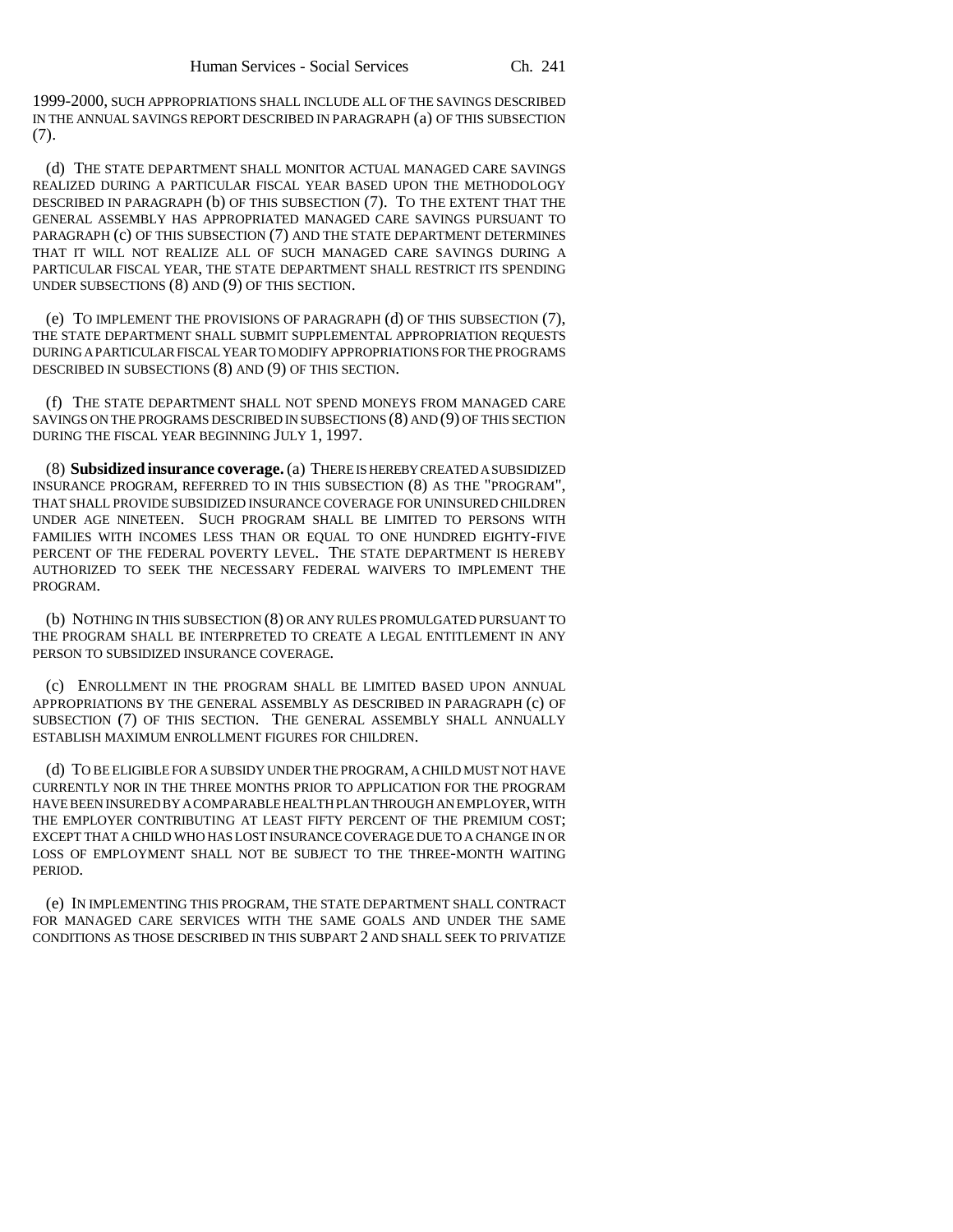1999-2000, SUCH APPROPRIATIONS SHALL INCLUDE ALL OF THE SAVINGS DESCRIBED IN THE ANNUAL SAVINGS REPORT DESCRIBED IN PARAGRAPH (a) OF THIS SUBSECTION (7).

(d) THE STATE DEPARTMENT SHALL MONITOR ACTUAL MANAGED CARE SAVINGS REALIZED DURING A PARTICULAR FISCAL YEAR BASED UPON THE METHODOLOGY DESCRIBED IN PARAGRAPH (b) OF THIS SUBSECTION (7). TO THE EXTENT THAT THE GENERAL ASSEMBLY HAS APPROPRIATED MANAGED CARE SAVINGS PURSUANT TO PARAGRAPH (c) OF THIS SUBSECTION (7) AND THE STATE DEPARTMENT DETERMINES THAT IT WILL NOT REALIZE ALL OF SUCH MANAGED CARE SAVINGS DURING A PARTICULAR FISCAL YEAR, THE STATE DEPARTMENT SHALL RESTRICT ITS SPENDING UNDER SUBSECTIONS (8) AND (9) OF THIS SECTION.

(e) TO IMPLEMENT THE PROVISIONS OF PARAGRAPH (d) OF THIS SUBSECTION (7), THE STATE DEPARTMENT SHALL SUBMIT SUPPLEMENTAL APPROPRIATION REQUESTS DURING A PARTICULAR FISCAL YEAR TO MODIFY APPROPRIATIONS FOR THE PROGRAMS DESCRIBED IN SUBSECTIONS (8) AND (9) OF THIS SECTION.

(f) THE STATE DEPARTMENT SHALL NOT SPEND MONEYS FROM MANAGED CARE SAVINGS ON THE PROGRAMS DESCRIBED IN SUBSECTIONS (8) AND (9) OF THIS SECTION DURING THE FISCAL YEAR BEGINNING JULY 1, 1997.

(8) **Subsidized insurance coverage.** (a) THERE IS HEREBY CREATED A SUBSIDIZED INSURANCE PROGRAM, REFERRED TO IN THIS SUBSECTION (8) AS THE "PROGRAM", THAT SHALL PROVIDE SUBSIDIZED INSURANCE COVERAGE FOR UNINSURED CHILDREN UNDER AGE NINETEEN. SUCH PROGRAM SHALL BE LIMITED TO PERSONS WITH FAMILIES WITH INCOMES LESS THAN OR EQUAL TO ONE HUNDRED EIGHTY-FIVE PERCENT OF THE FEDERAL POVERTY LEVEL. THE STATE DEPARTMENT IS HEREBY AUTHORIZED TO SEEK THE NECESSARY FEDERAL WAIVERS TO IMPLEMENT THE PROGRAM.

(b) NOTHING IN THIS SUBSECTION (8) OR ANY RULES PROMULGATED PURSUANT TO THE PROGRAM SHALL BE INTERPRETED TO CREATE A LEGAL ENTITLEMENT IN ANY PERSON TO SUBSIDIZED INSURANCE COVERAGE.

(c) ENROLLMENT IN THE PROGRAM SHALL BE LIMITED BASED UPON ANNUAL APPROPRIATIONS BY THE GENERAL ASSEMBLY AS DESCRIBED IN PARAGRAPH (c) OF SUBSECTION (7) OF THIS SECTION. THE GENERAL ASSEMBLY SHALL ANNUALLY ESTABLISH MAXIMUM ENROLLMENT FIGURES FOR CHILDREN.

(d) TO BE ELIGIBLE FOR A SUBSIDY UNDER THE PROGRAM, A CHILD MUST NOT HAVE CURRENTLY NOR IN THE THREE MONTHS PRIOR TO APPLICATION FOR THE PROGRAM HAVE BEEN INSURED BY A COMPARABLE HEALTH PLAN THROUGH AN EMPLOYER, WITH THE EMPLOYER CONTRIBUTING AT LEAST FIFTY PERCENT OF THE PREMIUM COST; EXCEPT THAT A CHILD WHO HAS LOST INSURANCE COVERAGE DUE TO A CHANGE IN OR LOSS OF EMPLOYMENT SHALL NOT BE SUBJECT TO THE THREE-MONTH WAITING PERIOD.

(e) IN IMPLEMENTING THIS PROGRAM, THE STATE DEPARTMENT SHALL CONTRACT FOR MANAGED CARE SERVICES WITH THE SAME GOALS AND UNDER THE SAME CONDITIONS AS THOSE DESCRIBED IN THIS SUBPART 2 AND SHALL SEEK TO PRIVATIZE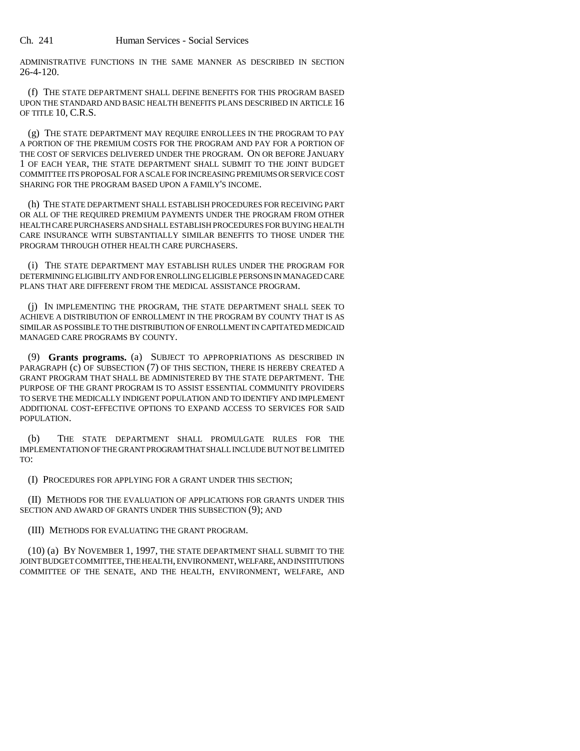ADMINISTRATIVE FUNCTIONS IN THE SAME MANNER AS DESCRIBED IN SECTION 26-4-120.

(f) THE STATE DEPARTMENT SHALL DEFINE BENEFITS FOR THIS PROGRAM BASED UPON THE STANDARD AND BASIC HEALTH BENEFITS PLANS DESCRIBED IN ARTICLE 16 OF TITLE 10, C.R.S.

(g) THE STATE DEPARTMENT MAY REQUIRE ENROLLEES IN THE PROGRAM TO PAY A PORTION OF THE PREMIUM COSTS FOR THE PROGRAM AND PAY FOR A PORTION OF THE COST OF SERVICES DELIVERED UNDER THE PROGRAM. ON OR BEFORE JANUARY 1 OF EACH YEAR, THE STATE DEPARTMENT SHALL SUBMIT TO THE JOINT BUDGET COMMITTEE ITS PROPOSAL FOR A SCALE FOR INCREASING PREMIUMS OR SERVICE COST SHARING FOR THE PROGRAM BASED UPON A FAMILY'S INCOME.

(h) THE STATE DEPARTMENT SHALL ESTABLISH PROCEDURES FOR RECEIVING PART OR ALL OF THE REQUIRED PREMIUM PAYMENTS UNDER THE PROGRAM FROM OTHER HEALTH CARE PURCHASERS AND SHALL ESTABLISH PROCEDURES FOR BUYING HEALTH CARE INSURANCE WITH SUBSTANTIALLY SIMILAR BENEFITS TO THOSE UNDER THE PROGRAM THROUGH OTHER HEALTH CARE PURCHASERS.

(i) THE STATE DEPARTMENT MAY ESTABLISH RULES UNDER THE PROGRAM FOR DETERMINING ELIGIBILITY AND FOR ENROLLING ELIGIBLE PERSONS IN MANAGED CARE PLANS THAT ARE DIFFERENT FROM THE MEDICAL ASSISTANCE PROGRAM.

(j) IN IMPLEMENTING THE PROGRAM, THE STATE DEPARTMENT SHALL SEEK TO ACHIEVE A DISTRIBUTION OF ENROLLMENT IN THE PROGRAM BY COUNTY THAT IS AS SIMILAR AS POSSIBLE TO THE DISTRIBUTION OF ENROLLMENT IN CAPITATED MEDICAID MANAGED CARE PROGRAMS BY COUNTY.

(9) **Grants programs.** (a) SUBJECT TO APPROPRIATIONS AS DESCRIBED IN PARAGRAPH (c) OF SUBSECTION (7) OF THIS SECTION, THERE IS HEREBY CREATED A GRANT PROGRAM THAT SHALL BE ADMINISTERED BY THE STATE DEPARTMENT. THE PURPOSE OF THE GRANT PROGRAM IS TO ASSIST ESSENTIAL COMMUNITY PROVIDERS TO SERVE THE MEDICALLY INDIGENT POPULATION AND TO IDENTIFY AND IMPLEMENT ADDITIONAL COST-EFFECTIVE OPTIONS TO EXPAND ACCESS TO SERVICES FOR SAID POPULATION.

(b) THE STATE DEPARTMENT SHALL PROMULGATE RULES FOR THE IMPLEMENTATION OF THE GRANT PROGRAM THAT SHALL INCLUDE BUT NOT BE LIMITED TO:

(I) PROCEDURES FOR APPLYING FOR A GRANT UNDER THIS SECTION;

(II) METHODS FOR THE EVALUATION OF APPLICATIONS FOR GRANTS UNDER THIS SECTION AND AWARD OF GRANTS UNDER THIS SUBSECTION (9); AND

(III) METHODS FOR EVALUATING THE GRANT PROGRAM.

(10) (a) BY NOVEMBER 1, 1997, THE STATE DEPARTMENT SHALL SUBMIT TO THE JOINT BUDGET COMMITTEE, THE HEALTH, ENVIRONMENT, WELFARE, AND INSTITUTIONS COMMITTEE OF THE SENATE, AND THE HEALTH, ENVIRONMENT, WELFARE, AND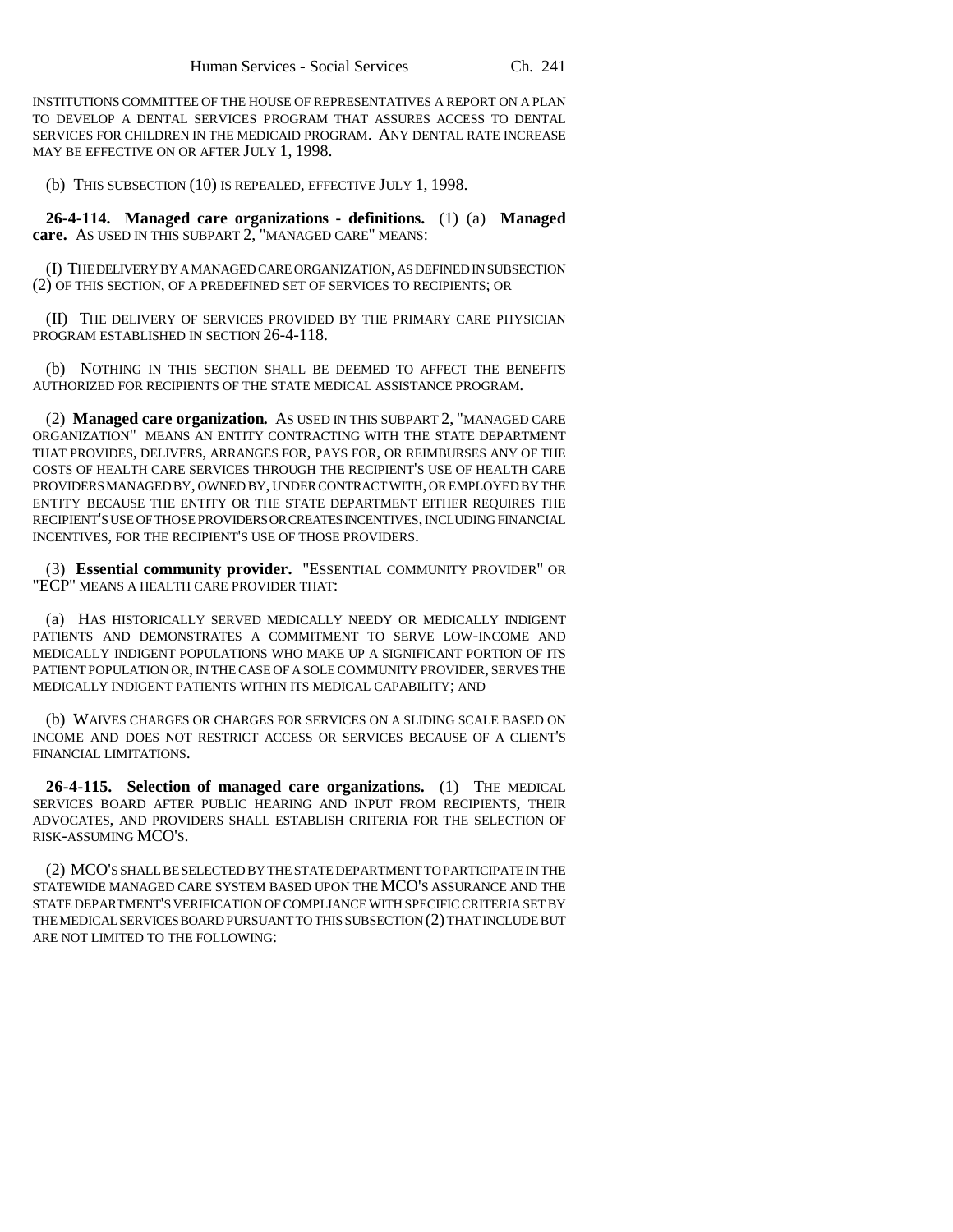INSTITUTIONS COMMITTEE OF THE HOUSE OF REPRESENTATIVES A REPORT ON A PLAN TO DEVELOP A DENTAL SERVICES PROGRAM THAT ASSURES ACCESS TO DENTAL SERVICES FOR CHILDREN IN THE MEDICAID PROGRAM. ANY DENTAL RATE INCREASE MAY BE EFFECTIVE ON OR AFTER JULY 1, 1998.

(b) THIS SUBSECTION (10) IS REPEALED, EFFECTIVE JULY 1, 1998.

**26-4-114. Managed care organizations - definitions.** (1) (a) **Managed care.** AS USED IN THIS SUBPART 2, "MANAGED CARE" MEANS:

(I) THE DELIVERY BY A MANAGED CARE ORGANIZATION, AS DEFINED IN SUBSECTION (2) OF THIS SECTION, OF A PREDEFINED SET OF SERVICES TO RECIPIENTS; OR

(II) THE DELIVERY OF SERVICES PROVIDED BY THE PRIMARY CARE PHYSICIAN PROGRAM ESTABLISHED IN SECTION 26-4-118.

(b) NOTHING IN THIS SECTION SHALL BE DEEMED TO AFFECT THE BENEFITS AUTHORIZED FOR RECIPIENTS OF THE STATE MEDICAL ASSISTANCE PROGRAM.

(2) **Managed care organization.** AS USED IN THIS SUBPART 2, "MANAGED CARE ORGANIZATION" MEANS AN ENTITY CONTRACTING WITH THE STATE DEPARTMENT THAT PROVIDES, DELIVERS, ARRANGES FOR, PAYS FOR, OR REIMBURSES ANY OF THE COSTS OF HEALTH CARE SERVICES THROUGH THE RECIPIENT'S USE OF HEALTH CARE PROVIDERS MANAGED BY, OWNED BY, UNDER CONTRACT WITH, OR EMPLOYED BY THE ENTITY BECAUSE THE ENTITY OR THE STATE DEPARTMENT EITHER REQUIRES THE RECIPIENT'S USE OF THOSE PROVIDERS OR CREATES INCENTIVES, INCLUDING FINANCIAL INCENTIVES, FOR THE RECIPIENT'S USE OF THOSE PROVIDERS.

(3) **Essential community provider.** "ESSENTIAL COMMUNITY PROVIDER" OR "ECP" MEANS A HEALTH CARE PROVIDER THAT:

(a) HAS HISTORICALLY SERVED MEDICALLY NEEDY OR MEDICALLY INDIGENT PATIENTS AND DEMONSTRATES A COMMITMENT TO SERVE LOW-INCOME AND MEDICALLY INDIGENT POPULATIONS WHO MAKE UP A SIGNIFICANT PORTION OF ITS PATIENT POPULATION OR, IN THE CASE OF A SOLE COMMUNITY PROVIDER, SERVES THE MEDICALLY INDIGENT PATIENTS WITHIN ITS MEDICAL CAPABILITY; AND

(b) WAIVES CHARGES OR CHARGES FOR SERVICES ON A SLIDING SCALE BASED ON INCOME AND DOES NOT RESTRICT ACCESS OR SERVICES BECAUSE OF A CLIENT'S FINANCIAL LIMITATIONS.

**26-4-115. Selection of managed care organizations.** (1) THE MEDICAL SERVICES BOARD AFTER PUBLIC HEARING AND INPUT FROM RECIPIENTS, THEIR ADVOCATES, AND PROVIDERS SHALL ESTABLISH CRITERIA FOR THE SELECTION OF RISK-ASSUMING MCO'S.

(2) MCO'S SHALL BE SELECTED BY THE STATE DEPARTMENT TO PARTICIPATE IN THE STATEWIDE MANAGED CARE SYSTEM BASED UPON THE MCO'S ASSURANCE AND THE STATE DEPARTMENT'S VERIFICATION OF COMPLIANCE WITH SPECIFIC CRITERIA SET BY THE MEDICAL SERVICES BOARD PURSUANT TO THIS SUBSECTION (2) THAT INCLUDE BUT ARE NOT LIMITED TO THE FOLLOWING: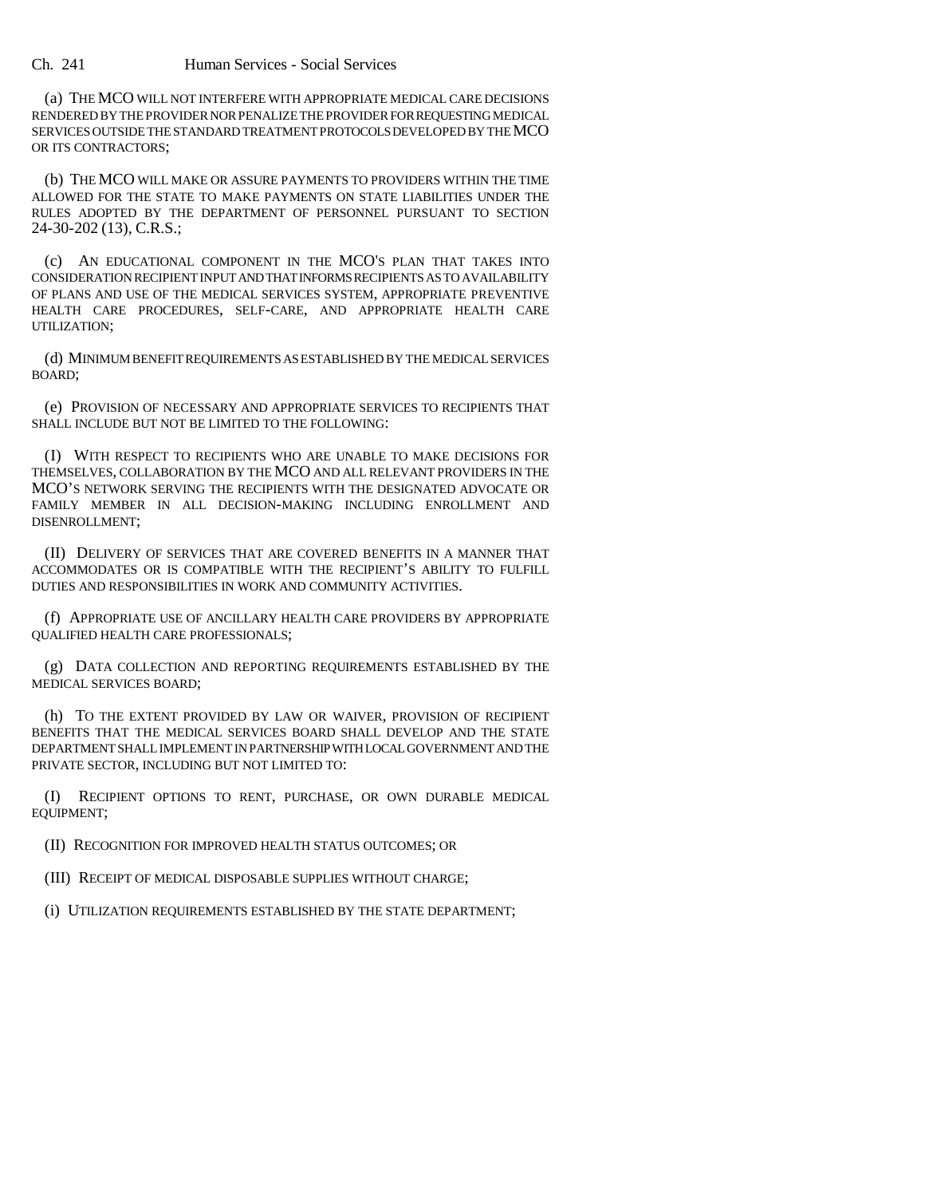(a) THE MCO WILL NOT INTERFERE WITH APPROPRIATE MEDICAL CARE DECISIONS RENDERED BY THE PROVIDER NOR PENALIZE THE PROVIDER FOR REQUESTING MEDICAL SERVICES OUTSIDE THE STANDARD TREATMENT PROTOCOLS DEVELOPED BY THE MCO OR ITS CONTRACTORS;

(b) THE MCO WILL MAKE OR ASSURE PAYMENTS TO PROVIDERS WITHIN THE TIME ALLOWED FOR THE STATE TO MAKE PAYMENTS ON STATE LIABILITIES UNDER THE RULES ADOPTED BY THE DEPARTMENT OF PERSONNEL PURSUANT TO SECTION 24-30-202 (13), C.R.S.;

(c) AN EDUCATIONAL COMPONENT IN THE MCO'S PLAN THAT TAKES INTO CONSIDERATION RECIPIENT INPUT AND THAT INFORMS RECIPIENTS AS TO AVAILABILITY OF PLANS AND USE OF THE MEDICAL SERVICES SYSTEM, APPROPRIATE PREVENTIVE HEALTH CARE PROCEDURES, SELF-CARE, AND APPROPRIATE HEALTH CARE UTILIZATION;

(d) MINIMUM BENEFIT REQUIREMENTS AS ESTABLISHED BY THE MEDICAL SERVICES BOARD;

(e) PROVISION OF NECESSARY AND APPROPRIATE SERVICES TO RECIPIENTS THAT SHALL INCLUDE BUT NOT BE LIMITED TO THE FOLLOWING:

(I) WITH RESPECT TO RECIPIENTS WHO ARE UNABLE TO MAKE DECISIONS FOR THEMSELVES, COLLABORATION BY THE MCO AND ALL RELEVANT PROVIDERS IN THE MCO'S NETWORK SERVING THE RECIPIENTS WITH THE DESIGNATED ADVOCATE OR FAMILY MEMBER IN ALL DECISION-MAKING INCLUDING ENROLLMENT AND DISENROLLMENT;

(II) DELIVERY OF SERVICES THAT ARE COVERED BENEFITS IN A MANNER THAT ACCOMMODATES OR IS COMPATIBLE WITH THE RECIPIENT'S ABILITY TO FULFILL DUTIES AND RESPONSIBILITIES IN WORK AND COMMUNITY ACTIVITIES.

(f) APPROPRIATE USE OF ANCILLARY HEALTH CARE PROVIDERS BY APPROPRIATE QUALIFIED HEALTH CARE PROFESSIONALS;

(g) DATA COLLECTION AND REPORTING REQUIREMENTS ESTABLISHED BY THE MEDICAL SERVICES BOARD;

(h) TO THE EXTENT PROVIDED BY LAW OR WAIVER, PROVISION OF RECIPIENT BENEFITS THAT THE MEDICAL SERVICES BOARD SHALL DEVELOP AND THE STATE DEPARTMENT SHALL IMPLEMENT IN PARTNERSHIP WITH LOCAL GOVERNMENT AND THE PRIVATE SECTOR, INCLUDING BUT NOT LIMITED TO:

(I) RECIPIENT OPTIONS TO RENT, PURCHASE, OR OWN DURABLE MEDICAL EQUIPMENT;

(II) RECOGNITION FOR IMPROVED HEALTH STATUS OUTCOMES; OR

(III) RECEIPT OF MEDICAL DISPOSABLE SUPPLIES WITHOUT CHARGE;

(i) UTILIZATION REQUIREMENTS ESTABLISHED BY THE STATE DEPARTMENT;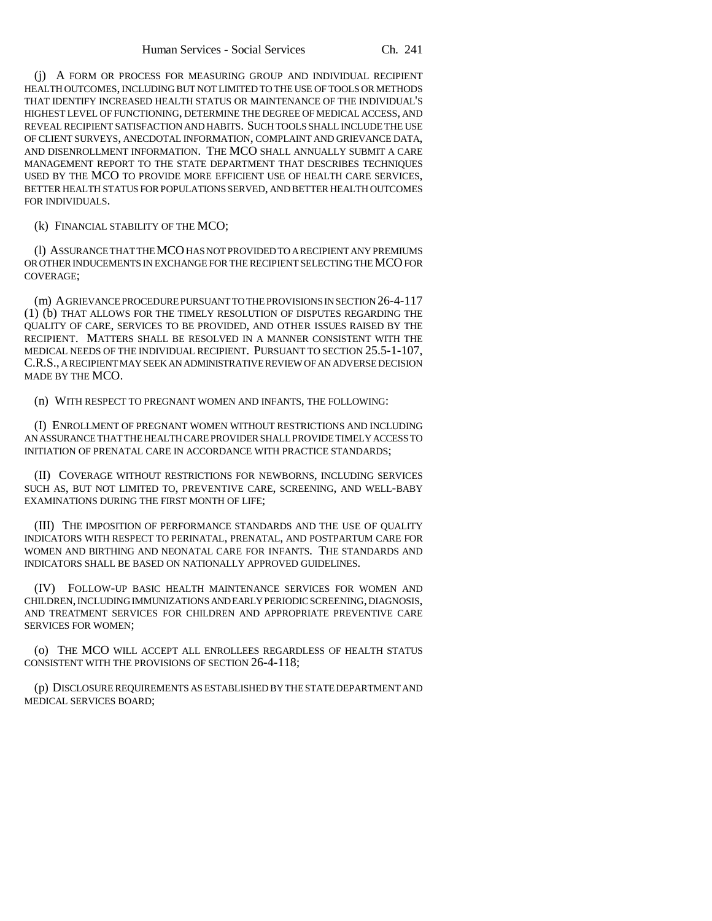(j) A FORM OR PROCESS FOR MEASURING GROUP AND INDIVIDUAL RECIPIENT HEALTH OUTCOMES, INCLUDING BUT NOT LIMITED TO THE USE OF TOOLS OR METHODS THAT IDENTIFY INCREASED HEALTH STATUS OR MAINTENANCE OF THE INDIVIDUAL'S HIGHEST LEVEL OF FUNCTIONING, DETERMINE THE DEGREE OF MEDICAL ACCESS, AND REVEAL RECIPIENT SATISFACTION AND HABITS. SUCH TOOLS SHALL INCLUDE THE USE OF CLIENT SURVEYS, ANECDOTAL INFORMATION, COMPLAINT AND GRIEVANCE DATA, AND DISENROLLMENT INFORMATION. THE MCO SHALL ANNUALLY SUBMIT A CARE MANAGEMENT REPORT TO THE STATE DEPARTMENT THAT DESCRIBES TECHNIQUES USED BY THE MCO TO PROVIDE MORE EFFICIENT USE OF HEALTH CARE SERVICES, BETTER HEALTH STATUS FOR POPULATIONS SERVED, AND BETTER HEALTH OUTCOMES FOR INDIVIDUALS.

(k) FINANCIAL STABILITY OF THE MCO;

(l) ASSURANCE THAT THE MCO HAS NOT PROVIDED TO A RECIPIENT ANY PREMIUMS OR OTHER INDUCEMENTS IN EXCHANGE FOR THE RECIPIENT SELECTING THE MCO FOR COVERAGE;

(m) A GRIEVANCE PROCEDURE PURSUANT TO THE PROVISIONS IN SECTION 26-4-117 (1) (b) THAT ALLOWS FOR THE TIMELY RESOLUTION OF DISPUTES REGARDING THE QUALITY OF CARE, SERVICES TO BE PROVIDED, AND OTHER ISSUES RAISED BY THE RECIPIENT. MATTERS SHALL BE RESOLVED IN A MANNER CONSISTENT WITH THE MEDICAL NEEDS OF THE INDIVIDUAL RECIPIENT. PURSUANT TO SECTION 25.5-1-107, C.R.S., A RECIPIENT MAY SEEK AN ADMINISTRATIVE REVIEW OF AN ADVERSE DECISION MADE BY THE MCO.

(n) WITH RESPECT TO PREGNANT WOMEN AND INFANTS, THE FOLLOWING:

(I) ENROLLMENT OF PREGNANT WOMEN WITHOUT RESTRICTIONS AND INCLUDING AN ASSURANCE THAT THE HEALTH CARE PROVIDER SHALL PROVIDE TIMELY ACCESS TO INITIATION OF PRENATAL CARE IN ACCORDANCE WITH PRACTICE STANDARDS;

(II) COVERAGE WITHOUT RESTRICTIONS FOR NEWBORNS, INCLUDING SERVICES SUCH AS, BUT NOT LIMITED TO, PREVENTIVE CARE, SCREENING, AND WELL-BABY EXAMINATIONS DURING THE FIRST MONTH OF LIFE;

(III) THE IMPOSITION OF PERFORMANCE STANDARDS AND THE USE OF QUALITY INDICATORS WITH RESPECT TO PERINATAL, PRENATAL, AND POSTPARTUM CARE FOR WOMEN AND BIRTHING AND NEONATAL CARE FOR INFANTS. THE STANDARDS AND INDICATORS SHALL BE BASED ON NATIONALLY APPROVED GUIDELINES.

(IV) FOLLOW-UP BASIC HEALTH MAINTENANCE SERVICES FOR WOMEN AND CHILDREN, INCLUDING IMMUNIZATIONS AND EARLY PERIODIC SCREENING, DIAGNOSIS, AND TREATMENT SERVICES FOR CHILDREN AND APPROPRIATE PREVENTIVE CARE SERVICES FOR WOMEN;

(o) THE MCO WILL ACCEPT ALL ENROLLEES REGARDLESS OF HEALTH STATUS CONSISTENT WITH THE PROVISIONS OF SECTION 26-4-118;

(p) DISCLOSURE REQUIREMENTS AS ESTABLISHED BY THE STATE DEPARTMENT AND MEDICAL SERVICES BOARD;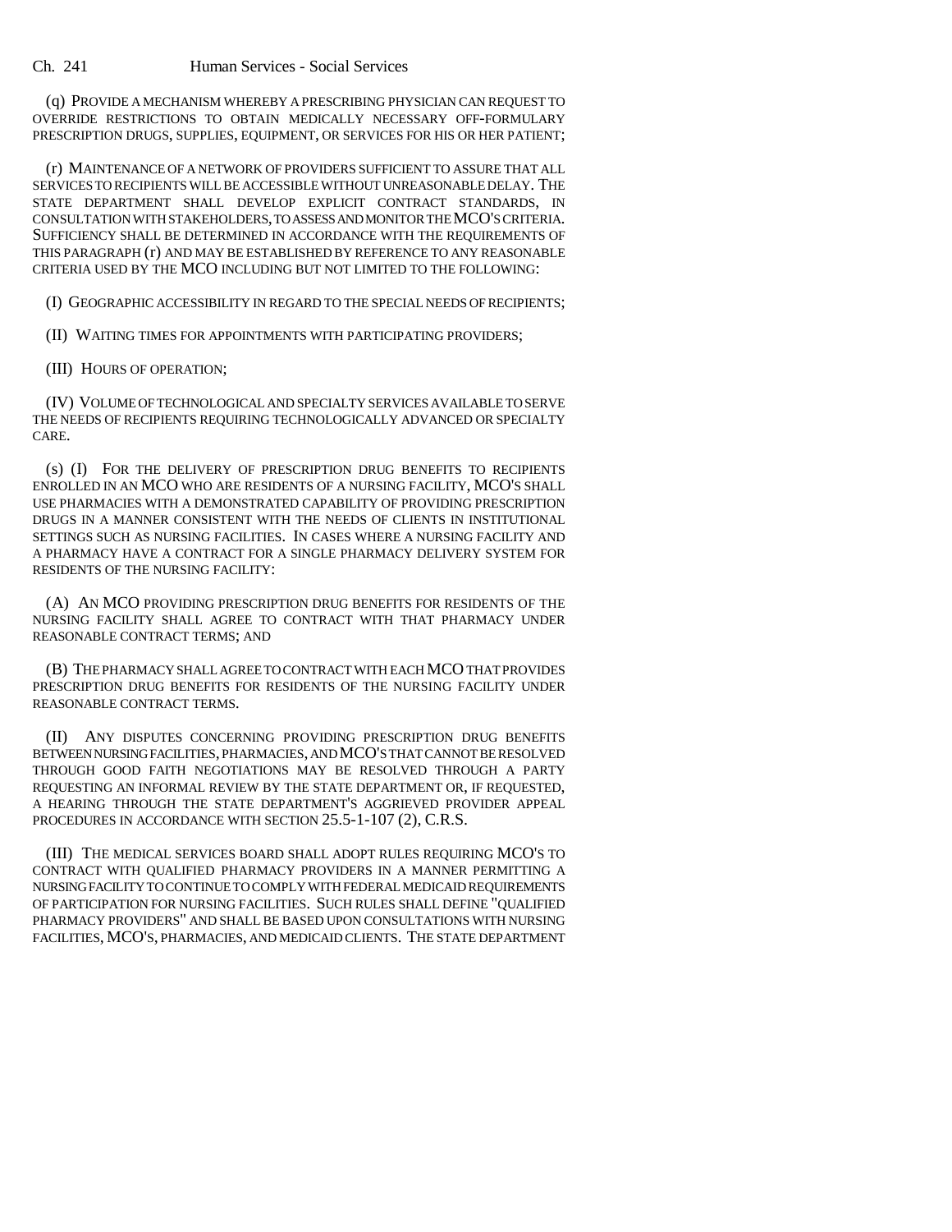(q) PROVIDE A MECHANISM WHEREBY A PRESCRIBING PHYSICIAN CAN REQUEST TO OVERRIDE RESTRICTIONS TO OBTAIN MEDICALLY NECESSARY OFF-FORMULARY PRESCRIPTION DRUGS, SUPPLIES, EQUIPMENT, OR SERVICES FOR HIS OR HER PATIENT;

(r) MAINTENANCE OF A NETWORK OF PROVIDERS SUFFICIENT TO ASSURE THAT ALL SERVICES TO RECIPIENTS WILL BE ACCESSIBLE WITHOUT UNREASONABLE DELAY. THE STATE DEPARTMENT SHALL DEVELOP EXPLICIT CONTRACT STANDARDS, IN CONSULTATION WITH STAKEHOLDERS, TO ASSESS AND MONITOR THE MCO'S CRITERIA. SUFFICIENCY SHALL BE DETERMINED IN ACCORDANCE WITH THE REQUIREMENTS OF THIS PARAGRAPH (r) AND MAY BE ESTABLISHED BY REFERENCE TO ANY REASONABLE CRITERIA USED BY THE MCO INCLUDING BUT NOT LIMITED TO THE FOLLOWING:

(I) GEOGRAPHIC ACCESSIBILITY IN REGARD TO THE SPECIAL NEEDS OF RECIPIENTS;

(II) WAITING TIMES FOR APPOINTMENTS WITH PARTICIPATING PROVIDERS;

(III) HOURS OF OPERATION;

(IV) VOLUME OF TECHNOLOGICAL AND SPECIALTY SERVICES AVAILABLE TO SERVE THE NEEDS OF RECIPIENTS REQUIRING TECHNOLOGICALLY ADVANCED OR SPECIALTY CARE.

(s) (I) FOR THE DELIVERY OF PRESCRIPTION DRUG BENEFITS TO RECIPIENTS ENROLLED IN AN MCO WHO ARE RESIDENTS OF A NURSING FACILITY, MCO'S SHALL USE PHARMACIES WITH A DEMONSTRATED CAPABILITY OF PROVIDING PRESCRIPTION DRUGS IN A MANNER CONSISTENT WITH THE NEEDS OF CLIENTS IN INSTITUTIONAL SETTINGS SUCH AS NURSING FACILITIES. IN CASES WHERE A NURSING FACILITY AND A PHARMACY HAVE A CONTRACT FOR A SINGLE PHARMACY DELIVERY SYSTEM FOR RESIDENTS OF THE NURSING FACILITY:

(A) AN MCO PROVIDING PRESCRIPTION DRUG BENEFITS FOR RESIDENTS OF THE NURSING FACILITY SHALL AGREE TO CONTRACT WITH THAT PHARMACY UNDER REASONABLE CONTRACT TERMS; AND

(B) THE PHARMACY SHALL AGREE TO CONTRACT WITH EACH MCO THAT PROVIDES PRESCRIPTION DRUG BENEFITS FOR RESIDENTS OF THE NURSING FACILITY UNDER REASONABLE CONTRACT TERMS.

(II) ANY DISPUTES CONCERNING PROVIDING PRESCRIPTION DRUG BENEFITS BETWEEN NURSING FACILITIES, PHARMACIES, AND MCO'S THAT CANNOT BE RESOLVED THROUGH GOOD FAITH NEGOTIATIONS MAY BE RESOLVED THROUGH A PARTY REQUESTING AN INFORMAL REVIEW BY THE STATE DEPARTMENT OR, IF REQUESTED, A HEARING THROUGH THE STATE DEPARTMENT'S AGGRIEVED PROVIDER APPEAL PROCEDURES IN ACCORDANCE WITH SECTION 25.5-1-107 (2), C.R.S.

(III) THE MEDICAL SERVICES BOARD SHALL ADOPT RULES REQUIRING MCO'S TO CONTRACT WITH QUALIFIED PHARMACY PROVIDERS IN A MANNER PERMITTING A NURSING FACILITY TO CONTINUE TO COMPLY WITH FEDERAL MEDICAID REQUIREMENTS OF PARTICIPATION FOR NURSING FACILITIES. SUCH RULES SHALL DEFINE "QUALIFIED PHARMACY PROVIDERS" AND SHALL BE BASED UPON CONSULTATIONS WITH NURSING FACILITIES, MCO'S, PHARMACIES, AND MEDICAID CLIENTS. THE STATE DEPARTMENT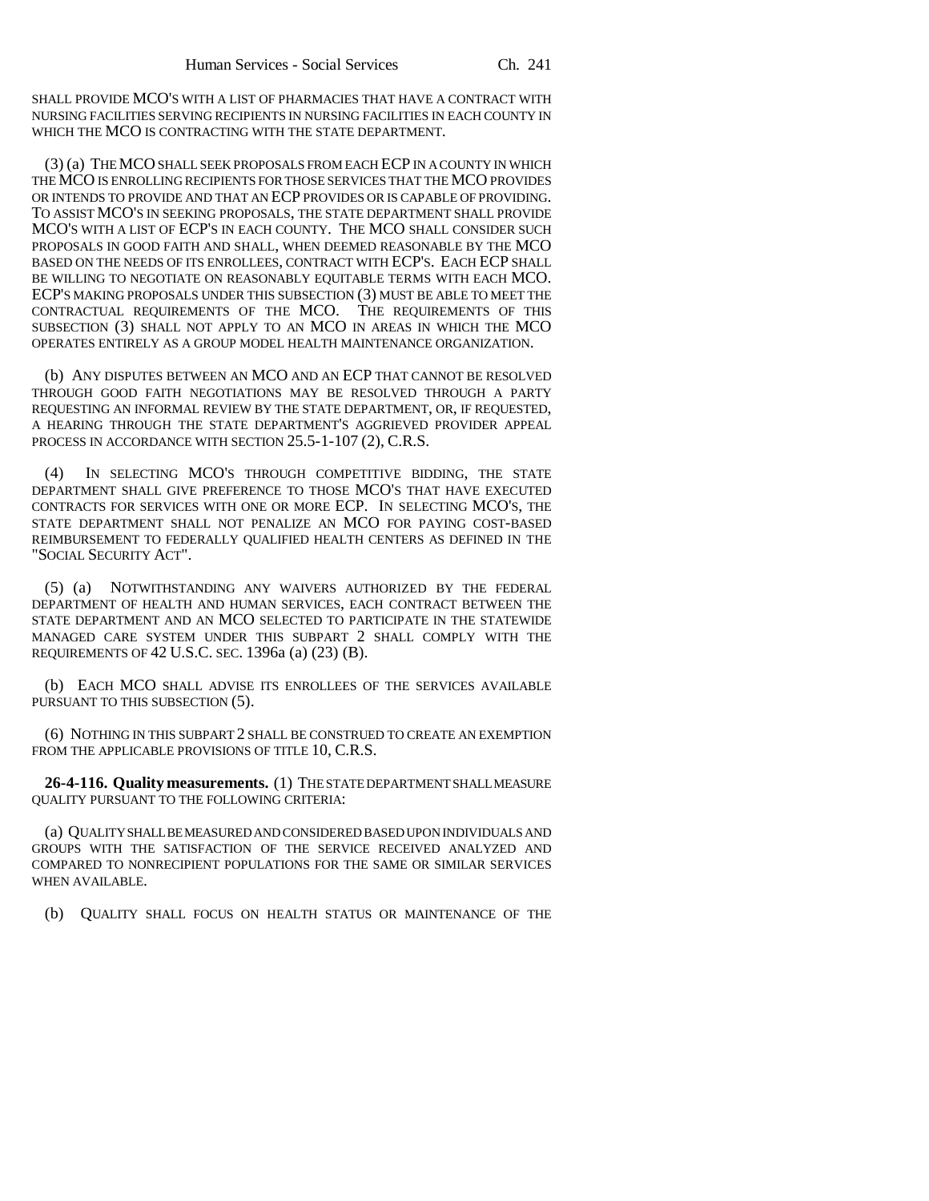SHALL PROVIDE MCO'S WITH A LIST OF PHARMACIES THAT HAVE A CONTRACT WITH NURSING FACILITIES SERVING RECIPIENTS IN NURSING FACILITIES IN EACH COUNTY IN WHICH THE MCO IS CONTRACTING WITH THE STATE DEPARTMENT.

(3) (a) THE MCO SHALL SEEK PROPOSALS FROM EACH ECP IN A COUNTY IN WHICH THE MCO IS ENROLLING RECIPIENTS FOR THOSE SERVICES THAT THE MCO PROVIDES OR INTENDS TO PROVIDE AND THAT AN ECP PROVIDES OR IS CAPABLE OF PROVIDING. TO ASSIST MCO'S IN SEEKING PROPOSALS, THE STATE DEPARTMENT SHALL PROVIDE MCO'S WITH A LIST OF ECP'S IN EACH COUNTY. THE MCO SHALL CONSIDER SUCH PROPOSALS IN GOOD FAITH AND SHALL, WHEN DEEMED REASONABLE BY THE MCO BASED ON THE NEEDS OF ITS ENROLLEES, CONTRACT WITH ECP'S. EACH ECP SHALL BE WILLING TO NEGOTIATE ON REASONABLY EQUITABLE TERMS WITH EACH MCO. ECP'S MAKING PROPOSALS UNDER THIS SUBSECTION (3) MUST BE ABLE TO MEET THE CONTRACTUAL REQUIREMENTS OF THE MCO. THE REQUIREMENTS OF THIS SUBSECTION (3) SHALL NOT APPLY TO AN MCO IN AREAS IN WHICH THE MCO OPERATES ENTIRELY AS A GROUP MODEL HEALTH MAINTENANCE ORGANIZATION.

(b) ANY DISPUTES BETWEEN AN MCO AND AN ECP THAT CANNOT BE RESOLVED THROUGH GOOD FAITH NEGOTIATIONS MAY BE RESOLVED THROUGH A PARTY REQUESTING AN INFORMAL REVIEW BY THE STATE DEPARTMENT, OR, IF REQUESTED, A HEARING THROUGH THE STATE DEPARTMENT'S AGGRIEVED PROVIDER APPEAL PROCESS IN ACCORDANCE WITH SECTION 25.5-1-107 (2), C.R.S.

(4) IN SELECTING MCO'S THROUGH COMPETITIVE BIDDING, THE STATE DEPARTMENT SHALL GIVE PREFERENCE TO THOSE MCO'S THAT HAVE EXECUTED CONTRACTS FOR SERVICES WITH ONE OR MORE ECP. IN SELECTING MCO'S, THE STATE DEPARTMENT SHALL NOT PENALIZE AN MCO FOR PAYING COST-BASED REIMBURSEMENT TO FEDERALLY QUALIFIED HEALTH CENTERS AS DEFINED IN THE "SOCIAL SECURITY ACT".

(5) (a) NOTWITHSTANDING ANY WAIVERS AUTHORIZED BY THE FEDERAL DEPARTMENT OF HEALTH AND HUMAN SERVICES, EACH CONTRACT BETWEEN THE STATE DEPARTMENT AND AN MCO SELECTED TO PARTICIPATE IN THE STATEWIDE MANAGED CARE SYSTEM UNDER THIS SUBPART 2 SHALL COMPLY WITH THE REQUIREMENTS OF 42 U.S.C. SEC. 1396a (a) (23) (B).

(b) EACH MCO SHALL ADVISE ITS ENROLLEES OF THE SERVICES AVAILABLE PURSUANT TO THIS SUBSECTION (5).

(6) NOTHING IN THIS SUBPART 2 SHALL BE CONSTRUED TO CREATE AN EXEMPTION FROM THE APPLICABLE PROVISIONS OF TITLE 10, C.R.S.

**26-4-116. Quality measurements.** (1) THE STATE DEPARTMENT SHALL MEASURE QUALITY PURSUANT TO THE FOLLOWING CRITERIA:

(a) QUALITY SHALL BE MEASURED AND CONSIDERED BASED UPON INDIVIDUALS AND GROUPS WITH THE SATISFACTION OF THE SERVICE RECEIVED ANALYZED AND COMPARED TO NONRECIPIENT POPULATIONS FOR THE SAME OR SIMILAR SERVICES WHEN AVAILABLE.

(b) QUALITY SHALL FOCUS ON HEALTH STATUS OR MAINTENANCE OF THE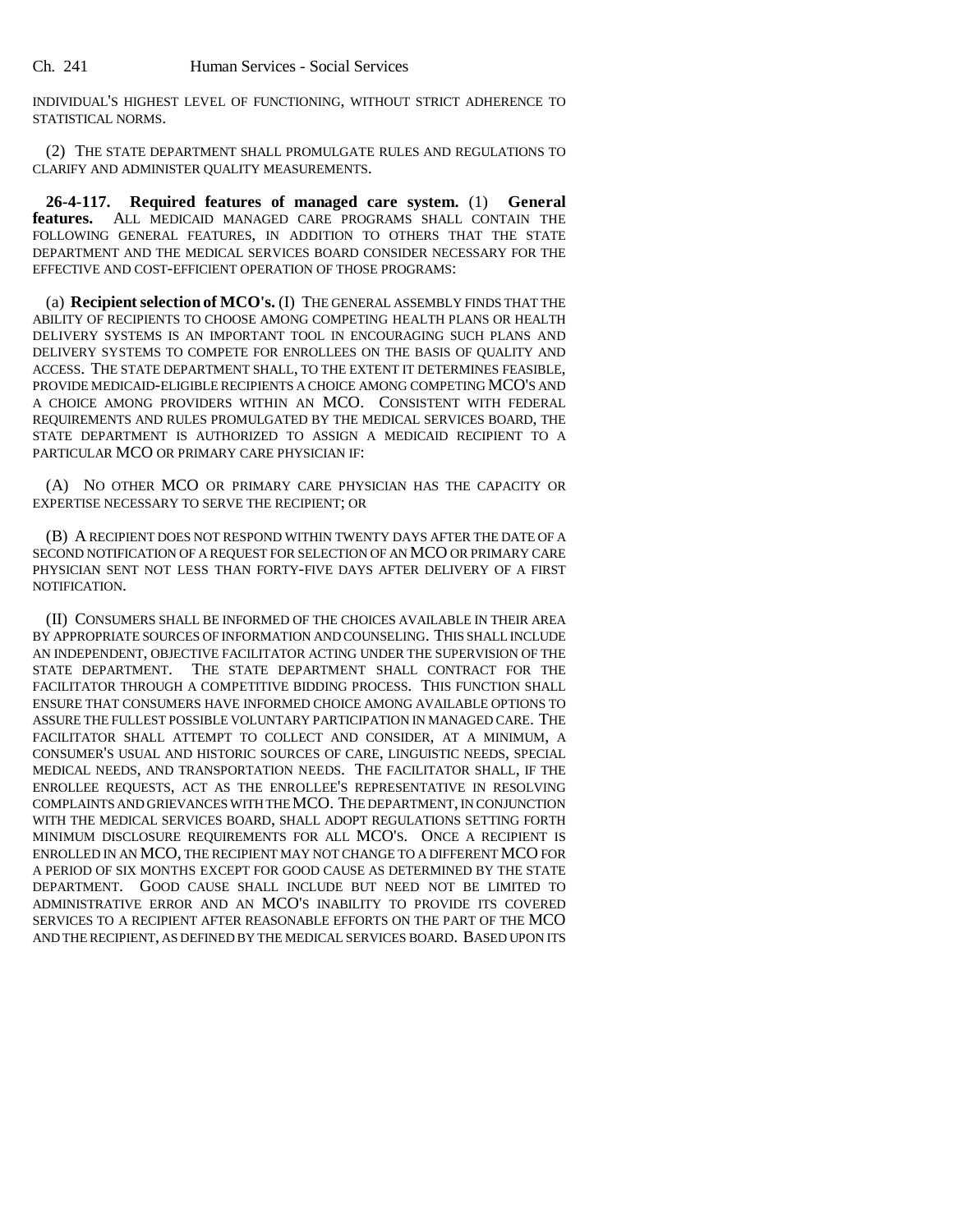INDIVIDUAL'S HIGHEST LEVEL OF FUNCTIONING, WITHOUT STRICT ADHERENCE TO STATISTICAL NORMS.

(2) THE STATE DEPARTMENT SHALL PROMULGATE RULES AND REGULATIONS TO CLARIFY AND ADMINISTER QUALITY MEASUREMENTS.

**26-4-117. Required features of managed care system.** (1) **General features.** ALL MEDICAID MANAGED CARE PROGRAMS SHALL CONTAIN THE FOLLOWING GENERAL FEATURES, IN ADDITION TO OTHERS THAT THE STATE DEPARTMENT AND THE MEDICAL SERVICES BOARD CONSIDER NECESSARY FOR THE EFFECTIVE AND COST-EFFICIENT OPERATION OF THOSE PROGRAMS:

(a) **Recipient selection of MCO's.** (I) THE GENERAL ASSEMBLY FINDS THAT THE ABILITY OF RECIPIENTS TO CHOOSE AMONG COMPETING HEALTH PLANS OR HEALTH DELIVERY SYSTEMS IS AN IMPORTANT TOOL IN ENCOURAGING SUCH PLANS AND DELIVERY SYSTEMS TO COMPETE FOR ENROLLEES ON THE BASIS OF QUALITY AND ACCESS. THE STATE DEPARTMENT SHALL, TO THE EXTENT IT DETERMINES FEASIBLE, PROVIDE MEDICAID-ELIGIBLE RECIPIENTS A CHOICE AMONG COMPETING MCO'S AND A CHOICE AMONG PROVIDERS WITHIN AN MCO. CONSISTENT WITH FEDERAL REQUIREMENTS AND RULES PROMULGATED BY THE MEDICAL SERVICES BOARD, THE STATE DEPARTMENT IS AUTHORIZED TO ASSIGN A MEDICAID RECIPIENT TO A PARTICULAR MCO OR PRIMARY CARE PHYSICIAN IF:

(A) NO OTHER MCO OR PRIMARY CARE PHYSICIAN HAS THE CAPACITY OR EXPERTISE NECESSARY TO SERVE THE RECIPIENT; OR

(B) A RECIPIENT DOES NOT RESPOND WITHIN TWENTY DAYS AFTER THE DATE OF A SECOND NOTIFICATION OF A REQUEST FOR SELECTION OF AN MCO OR PRIMARY CARE PHYSICIAN SENT NOT LESS THAN FORTY-FIVE DAYS AFTER DELIVERY OF A FIRST NOTIFICATION.

(II) CONSUMERS SHALL BE INFORMED OF THE CHOICES AVAILABLE IN THEIR AREA BY APPROPRIATE SOURCES OF INFORMATION AND COUNSELING. THIS SHALL INCLUDE AN INDEPENDENT, OBJECTIVE FACILITATOR ACTING UNDER THE SUPERVISION OF THE STATE DEPARTMENT. THE STATE DEPARTMENT SHALL CONTRACT FOR THE FACILITATOR THROUGH A COMPETITIVE BIDDING PROCESS. THIS FUNCTION SHALL ENSURE THAT CONSUMERS HAVE INFORMED CHOICE AMONG AVAILABLE OPTIONS TO ASSURE THE FULLEST POSSIBLE VOLUNTARY PARTICIPATION IN MANAGED CARE. THE FACILITATOR SHALL ATTEMPT TO COLLECT AND CONSIDER, AT A MINIMUM, A CONSUMER'S USUAL AND HISTORIC SOURCES OF CARE, LINGUISTIC NEEDS, SPECIAL MEDICAL NEEDS, AND TRANSPORTATION NEEDS. THE FACILITATOR SHALL, IF THE ENROLLEE REQUESTS, ACT AS THE ENROLLEE'S REPRESENTATIVE IN RESOLVING COMPLAINTS AND GRIEVANCES WITH THE MCO. THE DEPARTMENT, IN CONJUNCTION WITH THE MEDICAL SERVICES BOARD, SHALL ADOPT REGULATIONS SETTING FORTH MINIMUM DISCLOSURE REQUIREMENTS FOR ALL MCO'S. ONCE A RECIPIENT IS ENROLLED IN AN MCO, THE RECIPIENT MAY NOT CHANGE TO A DIFFERENT MCO FOR A PERIOD OF SIX MONTHS EXCEPT FOR GOOD CAUSE AS DETERMINED BY THE STATE DEPARTMENT. GOOD CAUSE SHALL INCLUDE BUT NEED NOT BE LIMITED TO ADMINISTRATIVE ERROR AND AN MCO'S INABILITY TO PROVIDE ITS COVERED SERVICES TO A RECIPIENT AFTER REASONABLE EFFORTS ON THE PART OF THE MCO AND THE RECIPIENT, AS DEFINED BY THE MEDICAL SERVICES BOARD. BASED UPON ITS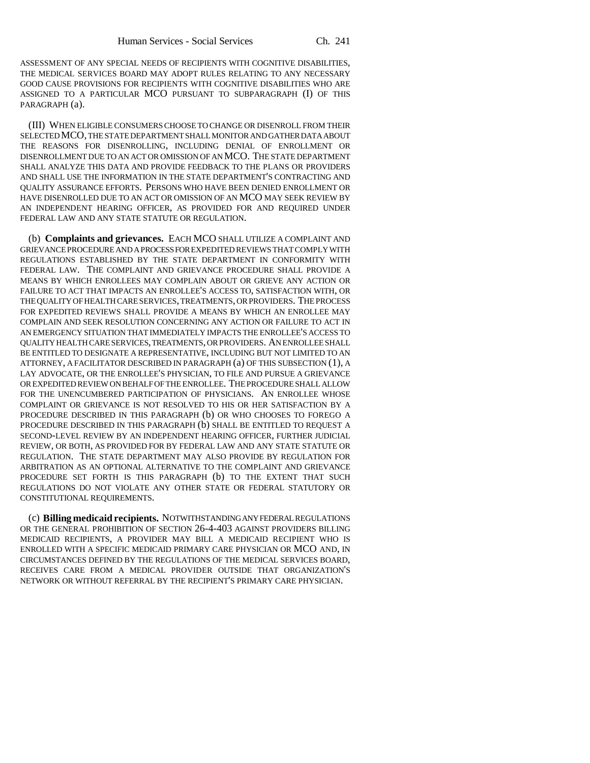ASSESSMENT OF ANY SPECIAL NEEDS OF RECIPIENTS WITH COGNITIVE DISABILITIES, THE MEDICAL SERVICES BOARD MAY ADOPT RULES RELATING TO ANY NECESSARY GOOD CAUSE PROVISIONS FOR RECIPIENTS WITH COGNITIVE DISABILITIES WHO ARE ASSIGNED TO A PARTICULAR MCO PURSUANT TO SUBPARAGRAPH (I) OF THIS PARAGRAPH (a).

(III) WHEN ELIGIBLE CONSUMERS CHOOSE TO CHANGE OR DISENROLL FROM THEIR SELECTED MCO, THE STATE DEPARTMENT SHALL MONITOR AND GATHER DATA ABOUT THE REASONS FOR DISENROLLING, INCLUDING DENIAL OF ENROLLMENT OR DISENROLLMENT DUE TO AN ACT OR OMISSION OF AN MCO. THE STATE DEPARTMENT SHALL ANALYZE THIS DATA AND PROVIDE FEEDBACK TO THE PLANS OR PROVIDERS AND SHALL USE THE INFORMATION IN THE STATE DEPARTMENT'S CONTRACTING AND QUALITY ASSURANCE EFFORTS. PERSONS WHO HAVE BEEN DENIED ENROLLMENT OR HAVE DISENROLLED DUE TO AN ACT OR OMISSION OF AN MCO MAY SEEK REVIEW BY AN INDEPENDENT HEARING OFFICER, AS PROVIDED FOR AND REQUIRED UNDER FEDERAL LAW AND ANY STATE STATUTE OR REGULATION.

(b) **Complaints and grievances.** EACH MCO SHALL UTILIZE A COMPLAINT AND GRIEVANCE PROCEDURE AND A PROCESS FOR EXPEDITED REVIEWS THAT COMPLY WITH REGULATIONS ESTABLISHED BY THE STATE DEPARTMENT IN CONFORMITY WITH FEDERAL LAW. THE COMPLAINT AND GRIEVANCE PROCEDURE SHALL PROVIDE A MEANS BY WHICH ENROLLEES MAY COMPLAIN ABOUT OR GRIEVE ANY ACTION OR FAILURE TO ACT THAT IMPACTS AN ENROLLEE'S ACCESS TO, SATISFACTION WITH, OR THE QUALITY OF HEALTH CARE SERVICES, TREATMENTS, OR PROVIDERS. THE PROCESS FOR EXPEDITED REVIEWS SHALL PROVIDE A MEANS BY WHICH AN ENROLLEE MAY COMPLAIN AND SEEK RESOLUTION CONCERNING ANY ACTION OR FAILURE TO ACT IN AN EMERGENCY SITUATION THAT IMMEDIATELY IMPACTS THE ENROLLEE'S ACCESS TO QUALITY HEALTH CARE SERVICES, TREATMENTS, OR PROVIDERS. AN ENROLLEE SHALL BE ENTITLED TO DESIGNATE A REPRESENTATIVE, INCLUDING BUT NOT LIMITED TO AN ATTORNEY, A FACILITATOR DESCRIBED IN PARAGRAPH (a) OF THIS SUBSECTION (1), A LAY ADVOCATE, OR THE ENROLLEE'S PHYSICIAN, TO FILE AND PURSUE A GRIEVANCE OR EXPEDITED REVIEW ON BEHALF OF THE ENROLLEE. THE PROCEDURE SHALL ALLOW FOR THE UNENCUMBERED PARTICIPATION OF PHYSICIANS. AN ENROLLEE WHOSE COMPLAINT OR GRIEVANCE IS NOT RESOLVED TO HIS OR HER SATISFACTION BY A PROCEDURE DESCRIBED IN THIS PARAGRAPH (b) OR WHO CHOOSES TO FOREGO A PROCEDURE DESCRIBED IN THIS PARAGRAPH (b) SHALL BE ENTITLED TO REQUEST A SECOND-LEVEL REVIEW BY AN INDEPENDENT HEARING OFFICER, FURTHER JUDICIAL REVIEW, OR BOTH, AS PROVIDED FOR BY FEDERAL LAW AND ANY STATE STATUTE OR REGULATION. THE STATE DEPARTMENT MAY ALSO PROVIDE BY REGULATION FOR ARBITRATION AS AN OPTIONAL ALTERNATIVE TO THE COMPLAINT AND GRIEVANCE PROCEDURE SET FORTH IS THIS PARAGRAPH (b) TO THE EXTENT THAT SUCH REGULATIONS DO NOT VIOLATE ANY OTHER STATE OR FEDERAL STATUTORY OR CONSTITUTIONAL REQUIREMENTS.

(c) **Billing medicaid recipients.** NOTWITHSTANDING ANY FEDERAL REGULATIONS OR THE GENERAL PROHIBITION OF SECTION 26-4-403 AGAINST PROVIDERS BILLING MEDICAID RECIPIENTS, A PROVIDER MAY BILL A MEDICAID RECIPIENT WHO IS ENROLLED WITH A SPECIFIC MEDICAID PRIMARY CARE PHYSICIAN OR MCO AND, IN CIRCUMSTANCES DEFINED BY THE REGULATIONS OF THE MEDICAL SERVICES BOARD, RECEIVES CARE FROM A MEDICAL PROVIDER OUTSIDE THAT ORGANIZATION'S NETWORK OR WITHOUT REFERRAL BY THE RECIPIENT'S PRIMARY CARE PHYSICIAN.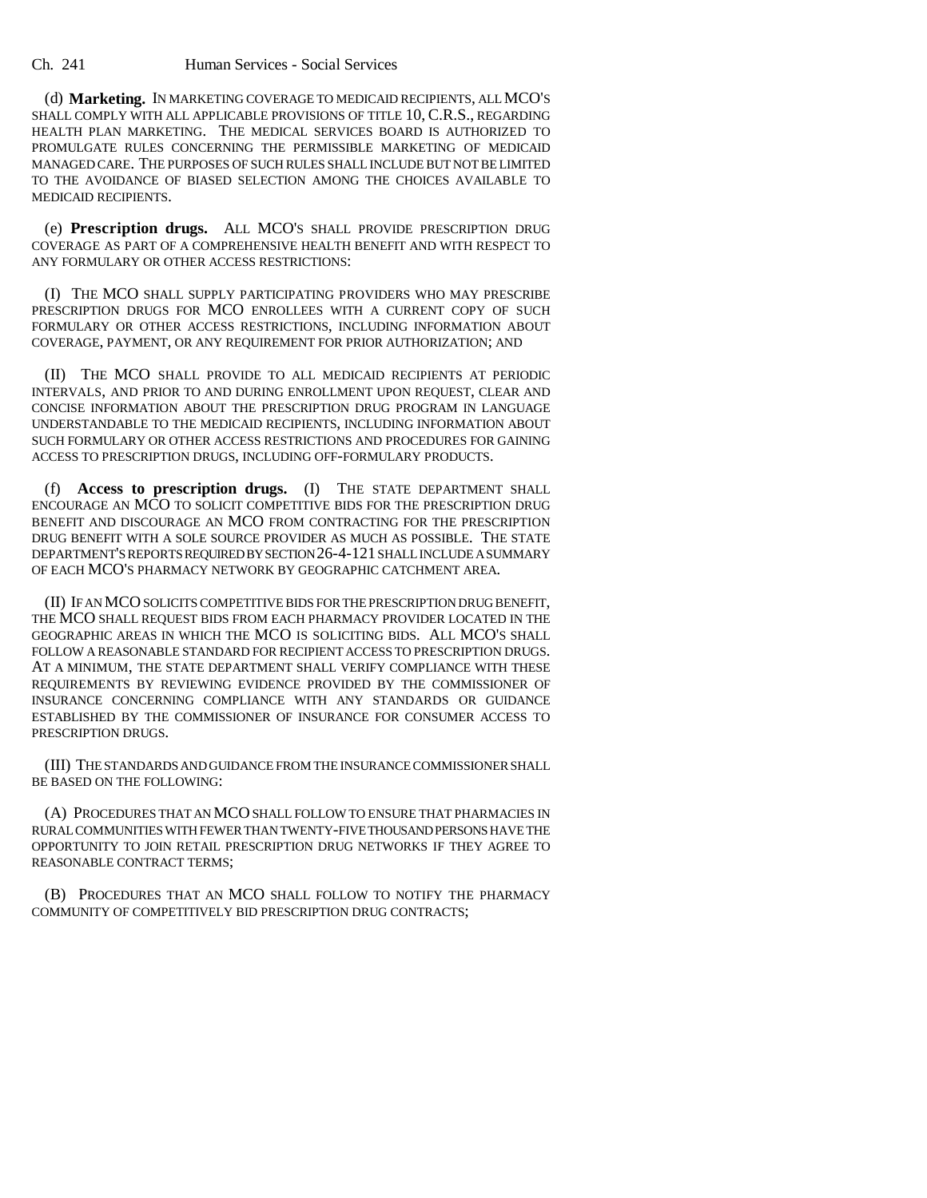(d) **Marketing.** IN MARKETING COVERAGE TO MEDICAID RECIPIENTS, ALL MCO'S SHALL COMPLY WITH ALL APPLICABLE PROVISIONS OF TITLE 10, C.R.S., REGARDING HEALTH PLAN MARKETING. THE MEDICAL SERVICES BOARD IS AUTHORIZED TO PROMULGATE RULES CONCERNING THE PERMISSIBLE MARKETING OF MEDICAID MANAGED CARE. THE PURPOSES OF SUCH RULES SHALL INCLUDE BUT NOT BE LIMITED TO THE AVOIDANCE OF BIASED SELECTION AMONG THE CHOICES AVAILABLE TO MEDICAID RECIPIENTS.

(e) **Prescription drugs.** ALL MCO'S SHALL PROVIDE PRESCRIPTION DRUG COVERAGE AS PART OF A COMPREHENSIVE HEALTH BENEFIT AND WITH RESPECT TO ANY FORMULARY OR OTHER ACCESS RESTRICTIONS:

(I) THE MCO SHALL SUPPLY PARTICIPATING PROVIDERS WHO MAY PRESCRIBE PRESCRIPTION DRUGS FOR MCO ENROLLEES WITH A CURRENT COPY OF SUCH FORMULARY OR OTHER ACCESS RESTRICTIONS, INCLUDING INFORMATION ABOUT COVERAGE, PAYMENT, OR ANY REQUIREMENT FOR PRIOR AUTHORIZATION; AND

(II) THE MCO SHALL PROVIDE TO ALL MEDICAID RECIPIENTS AT PERIODIC INTERVALS, AND PRIOR TO AND DURING ENROLLMENT UPON REQUEST, CLEAR AND CONCISE INFORMATION ABOUT THE PRESCRIPTION DRUG PROGRAM IN LANGUAGE UNDERSTANDABLE TO THE MEDICAID RECIPIENTS, INCLUDING INFORMATION ABOUT SUCH FORMULARY OR OTHER ACCESS RESTRICTIONS AND PROCEDURES FOR GAINING ACCESS TO PRESCRIPTION DRUGS, INCLUDING OFF-FORMULARY PRODUCTS.

(f) **Access to prescription drugs.** (I) THE STATE DEPARTMENT SHALL ENCOURAGE AN MCO TO SOLICIT COMPETITIVE BIDS FOR THE PRESCRIPTION DRUG BENEFIT AND DISCOURAGE AN MCO FROM CONTRACTING FOR THE PRESCRIPTION DRUG BENEFIT WITH A SOLE SOURCE PROVIDER AS MUCH AS POSSIBLE. THE STATE DEPARTMENT'S REPORTS REQUIRED BY SECTION 26-4-121 SHALL INCLUDE A SUMMARY OF EACH MCO'S PHARMACY NETWORK BY GEOGRAPHIC CATCHMENT AREA.

(II) IF AN MCO SOLICITS COMPETITIVE BIDS FOR THE PRESCRIPTION DRUG BENEFIT, THE MCO SHALL REQUEST BIDS FROM EACH PHARMACY PROVIDER LOCATED IN THE GEOGRAPHIC AREAS IN WHICH THE MCO IS SOLICITING BIDS. ALL MCO'S SHALL FOLLOW A REASONABLE STANDARD FOR RECIPIENT ACCESS TO PRESCRIPTION DRUGS. AT A MINIMUM, THE STATE DEPARTMENT SHALL VERIFY COMPLIANCE WITH THESE REQUIREMENTS BY REVIEWING EVIDENCE PROVIDED BY THE COMMISSIONER OF INSURANCE CONCERNING COMPLIANCE WITH ANY STANDARDS OR GUIDANCE ESTABLISHED BY THE COMMISSIONER OF INSURANCE FOR CONSUMER ACCESS TO PRESCRIPTION DRUGS.

(III) THE STANDARDS AND GUIDANCE FROM THE INSURANCE COMMISSIONER SHALL BE BASED ON THE FOLLOWING:

(A) PROCEDURES THAT AN MCO SHALL FOLLOW TO ENSURE THAT PHARMACIES IN RURAL COMMUNITIES WITH FEWER THAN TWENTY-FIVE THOUSAND PERSONS HAVE THE OPPORTUNITY TO JOIN RETAIL PRESCRIPTION DRUG NETWORKS IF THEY AGREE TO REASONABLE CONTRACT TERMS;

(B) PROCEDURES THAT AN MCO SHALL FOLLOW TO NOTIFY THE PHARMACY COMMUNITY OF COMPETITIVELY BID PRESCRIPTION DRUG CONTRACTS;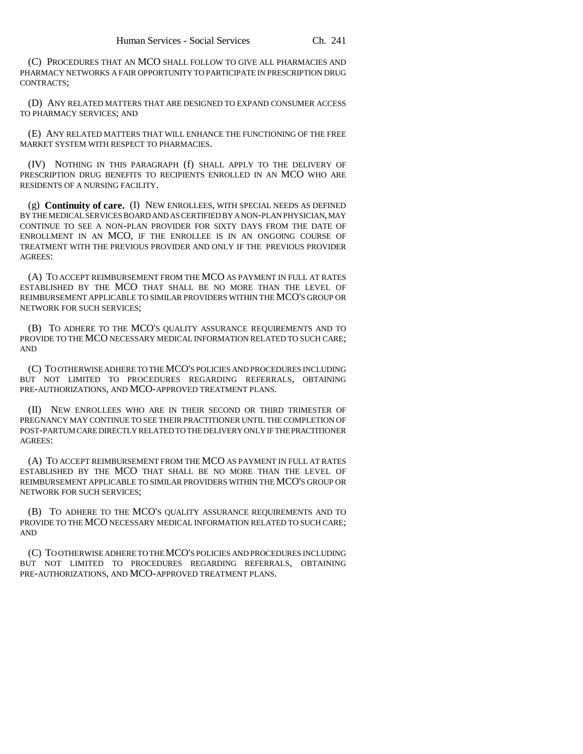(C) PROCEDURES THAT AN MCO SHALL FOLLOW TO GIVE ALL PHARMACIES AND PHARMACY NETWORKS A FAIR OPPORTUNITY TO PARTICIPATE IN PRESCRIPTION DRUG CONTRACTS;

(D) ANY RELATED MATTERS THAT ARE DESIGNED TO EXPAND CONSUMER ACCESS TO PHARMACY SERVICES; AND

(E) ANY RELATED MATTERS THAT WILL ENHANCE THE FUNCTIONING OF THE FREE MARKET SYSTEM WITH RESPECT TO PHARMACIES.

(IV) NOTHING IN THIS PARAGRAPH (f) SHALL APPLY TO THE DELIVERY OF PRESCRIPTION DRUG BENEFITS TO RECIPIENTS ENROLLED IN AN MCO WHO ARE RESIDENTS OF A NURSING FACILITY.

(g) **Continuity of care.** (I) NEW ENROLLEES, WITH SPECIAL NEEDS AS DEFINED BY THE MEDICAL SERVICES BOARD AND AS CERTIFIED BY A NON-PLAN PHYSICIAN, MAY CONTINUE TO SEE A NON-PLAN PROVIDER FOR SIXTY DAYS FROM THE DATE OF ENROLLMENT IN AN MCO, IF THE ENROLLEE IS IN AN ONGOING COURSE OF TREATMENT WITH THE PREVIOUS PROVIDER AND ONLY IF THE PREVIOUS PROVIDER AGREES:

(A) TO ACCEPT REIMBURSEMENT FROM THE MCO AS PAYMENT IN FULL AT RATES ESTABLISHED BY THE MCO THAT SHALL BE NO MORE THAN THE LEVEL OF REIMBURSEMENT APPLICABLE TO SIMILAR PROVIDERS WITHIN THE MCO'S GROUP OR NETWORK FOR SUCH SERVICES;

(B) TO ADHERE TO THE MCO'S QUALITY ASSURANCE REQUIREMENTS AND TO PROVIDE TO THE MCO NECESSARY MEDICAL INFORMATION RELATED TO SUCH CARE; AND

(C) TO OTHERWISE ADHERE TO THE MCO'S POLICIES AND PROCEDURES INCLUDING BUT NOT LIMITED TO PROCEDURES REGARDING REFERRALS, OBTAINING PRE-AUTHORIZATIONS, AND MCO-APPROVED TREATMENT PLANS.

(II) NEW ENROLLEES WHO ARE IN THEIR SECOND OR THIRD TRIMESTER OF PREGNANCY MAY CONTINUE TO SEE THEIR PRACTITIONER UNTIL THE COMPLETION OF POST-PARTUM CARE DIRECTLY RELATED TO THE DELIVERY ONLY IF THE PRACTITIONER AGREES:

(A) TO ACCEPT REIMBURSEMENT FROM THE MCO AS PAYMENT IN FULL AT RATES ESTABLISHED BY THE MCO THAT SHALL BE NO MORE THAN THE LEVEL OF REIMBURSEMENT APPLICABLE TO SIMILAR PROVIDERS WITHIN THE MCO'S GROUP OR NETWORK FOR SUCH SERVICES;

(B) TO ADHERE TO THE MCO'S QUALITY ASSURANCE REQUIREMENTS AND TO PROVIDE TO THE MCO NECESSARY MEDICAL INFORMATION RELATED TO SUCH CARE; AND

(C) TO OTHERWISE ADHERE TO THE MCO'S POLICIES AND PROCEDURES INCLUDING BUT NOT LIMITED TO PROCEDURES REGARDING REFERRALS, OBTAINING PRE-AUTHORIZATIONS, AND MCO-APPROVED TREATMENT PLANS.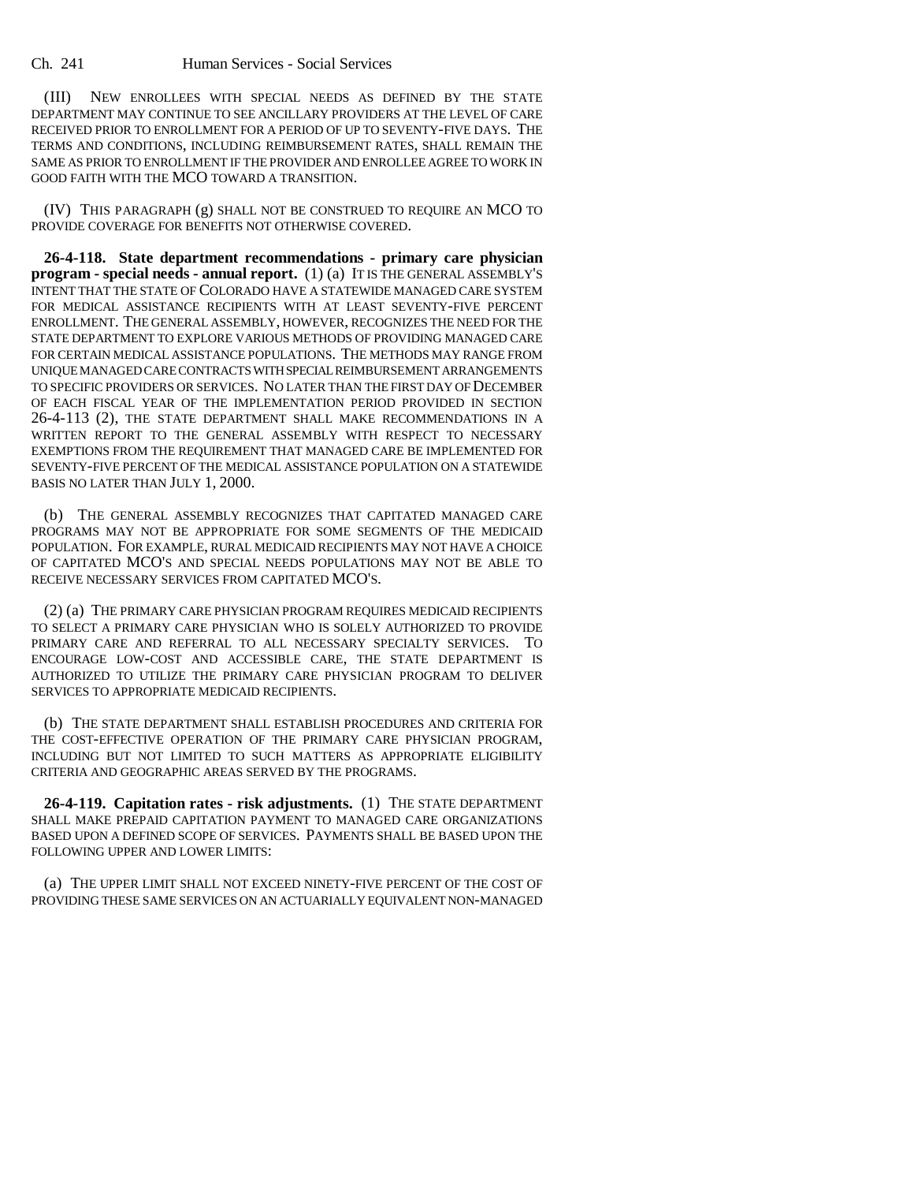(III) NEW ENROLLEES WITH SPECIAL NEEDS AS DEFINED BY THE STATE DEPARTMENT MAY CONTINUE TO SEE ANCILLARY PROVIDERS AT THE LEVEL OF CARE RECEIVED PRIOR TO ENROLLMENT FOR A PERIOD OF UP TO SEVENTY-FIVE DAYS. THE TERMS AND CONDITIONS, INCLUDING REIMBURSEMENT RATES, SHALL REMAIN THE SAME AS PRIOR TO ENROLLMENT IF THE PROVIDER AND ENROLLEE AGREE TO WORK IN GOOD FAITH WITH THE MCO TOWARD A TRANSITION.

(IV) THIS PARAGRAPH (g) SHALL NOT BE CONSTRUED TO REQUIRE AN MCO TO PROVIDE COVERAGE FOR BENEFITS NOT OTHERWISE COVERED.

**26-4-118. State department recommendations - primary care physician program - special needs - annual report.** (1) (a) IT IS THE GENERAL ASSEMBLY'S INTENT THAT THE STATE OF COLORADO HAVE A STATEWIDE MANAGED CARE SYSTEM FOR MEDICAL ASSISTANCE RECIPIENTS WITH AT LEAST SEVENTY-FIVE PERCENT ENROLLMENT. THE GENERAL ASSEMBLY, HOWEVER, RECOGNIZES THE NEED FOR THE STATE DEPARTMENT TO EXPLORE VARIOUS METHODS OF PROVIDING MANAGED CARE FOR CERTAIN MEDICAL ASSISTANCE POPULATIONS. THE METHODS MAY RANGE FROM UNIQUE MANAGED CARE CONTRACTS WITH SPECIAL REIMBURSEMENT ARRANGEMENTS TO SPECIFIC PROVIDERS OR SERVICES. NO LATER THAN THE FIRST DAY OF DECEMBER OF EACH FISCAL YEAR OF THE IMPLEMENTATION PERIOD PROVIDED IN SECTION 26-4-113 (2), THE STATE DEPARTMENT SHALL MAKE RECOMMENDATIONS IN A WRITTEN REPORT TO THE GENERAL ASSEMBLY WITH RESPECT TO NECESSARY EXEMPTIONS FROM THE REQUIREMENT THAT MANAGED CARE BE IMPLEMENTED FOR SEVENTY-FIVE PERCENT OF THE MEDICAL ASSISTANCE POPULATION ON A STATEWIDE BASIS NO LATER THAN JULY 1, 2000.

(b) THE GENERAL ASSEMBLY RECOGNIZES THAT CAPITATED MANAGED CARE PROGRAMS MAY NOT BE APPROPRIATE FOR SOME SEGMENTS OF THE MEDICAID POPULATION. FOR EXAMPLE, RURAL MEDICAID RECIPIENTS MAY NOT HAVE A CHOICE OF CAPITATED MCO'S AND SPECIAL NEEDS POPULATIONS MAY NOT BE ABLE TO RECEIVE NECESSARY SERVICES FROM CAPITATED MCO'S.

(2) (a) THE PRIMARY CARE PHYSICIAN PROGRAM REQUIRES MEDICAID RECIPIENTS TO SELECT A PRIMARY CARE PHYSICIAN WHO IS SOLELY AUTHORIZED TO PROVIDE PRIMARY CARE AND REFERRAL TO ALL NECESSARY SPECIALTY SERVICES. TO ENCOURAGE LOW-COST AND ACCESSIBLE CARE, THE STATE DEPARTMENT IS AUTHORIZED TO UTILIZE THE PRIMARY CARE PHYSICIAN PROGRAM TO DELIVER SERVICES TO APPROPRIATE MEDICAID RECIPIENTS.

(b) THE STATE DEPARTMENT SHALL ESTABLISH PROCEDURES AND CRITERIA FOR THE COST-EFFECTIVE OPERATION OF THE PRIMARY CARE PHYSICIAN PROGRAM, INCLUDING BUT NOT LIMITED TO SUCH MATTERS AS APPROPRIATE ELIGIBILITY CRITERIA AND GEOGRAPHIC AREAS SERVED BY THE PROGRAMS.

**26-4-119. Capitation rates - risk adjustments.** (1) THE STATE DEPARTMENT SHALL MAKE PREPAID CAPITATION PAYMENT TO MANAGED CARE ORGANIZATIONS BASED UPON A DEFINED SCOPE OF SERVICES. PAYMENTS SHALL BE BASED UPON THE FOLLOWING UPPER AND LOWER LIMITS:

(a) THE UPPER LIMIT SHALL NOT EXCEED NINETY-FIVE PERCENT OF THE COST OF PROVIDING THESE SAME SERVICES ON AN ACTUARIALLY EQUIVALENT NON-MANAGED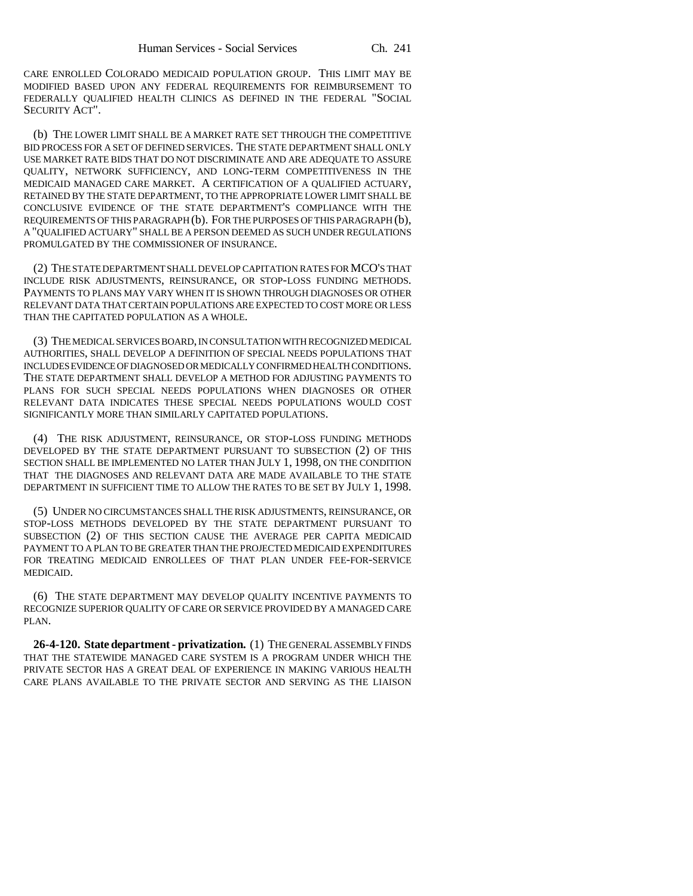CARE ENROLLED COLORADO MEDICAID POPULATION GROUP. THIS LIMIT MAY BE MODIFIED BASED UPON ANY FEDERAL REQUIREMENTS FOR REIMBURSEMENT TO FEDERALLY QUALIFIED HEALTH CLINICS AS DEFINED IN THE FEDERAL "SOCIAL SECURITY ACT".

(b) THE LOWER LIMIT SHALL BE A MARKET RATE SET THROUGH THE COMPETITIVE BID PROCESS FOR A SET OF DEFINED SERVICES. THE STATE DEPARTMENT SHALL ONLY USE MARKET RATE BIDS THAT DO NOT DISCRIMINATE AND ARE ADEQUATE TO ASSURE QUALITY, NETWORK SUFFICIENCY, AND LONG-TERM COMPETITIVENESS IN THE MEDICAID MANAGED CARE MARKET. A CERTIFICATION OF A QUALIFIED ACTUARY, RETAINED BY THE STATE DEPARTMENT, TO THE APPROPRIATE LOWER LIMIT SHALL BE CONCLUSIVE EVIDENCE OF THE STATE DEPARTMENT'S COMPLIANCE WITH THE REQUIREMENTS OF THIS PARAGRAPH (b). FOR THE PURPOSES OF THIS PARAGRAPH (b), A "QUALIFIED ACTUARY" SHALL BE A PERSON DEEMED AS SUCH UNDER REGULATIONS PROMULGATED BY THE COMMISSIONER OF INSURANCE.

(2) THE STATE DEPARTMENT SHALL DEVELOP CAPITATION RATES FOR MCO'S THAT INCLUDE RISK ADJUSTMENTS, REINSURANCE, OR STOP-LOSS FUNDING METHODS. PAYMENTS TO PLANS MAY VARY WHEN IT IS SHOWN THROUGH DIAGNOSES OR OTHER RELEVANT DATA THAT CERTAIN POPULATIONS ARE EXPECTED TO COST MORE OR LESS THAN THE CAPITATED POPULATION AS A WHOLE.

(3) THE MEDICAL SERVICES BOARD, IN CONSULTATION WITH RECOGNIZED MEDICAL AUTHORITIES, SHALL DEVELOP A DEFINITION OF SPECIAL NEEDS POPULATIONS THAT INCLUDES EVIDENCE OF DIAGNOSED OR MEDICALLY CONFIRMED HEALTH CONDITIONS. THE STATE DEPARTMENT SHALL DEVELOP A METHOD FOR ADJUSTING PAYMENTS TO PLANS FOR SUCH SPECIAL NEEDS POPULATIONS WHEN DIAGNOSES OR OTHER RELEVANT DATA INDICATES THESE SPECIAL NEEDS POPULATIONS WOULD COST SIGNIFICANTLY MORE THAN SIMILARLY CAPITATED POPULATIONS.

(4) THE RISK ADJUSTMENT, REINSURANCE, OR STOP-LOSS FUNDING METHODS DEVELOPED BY THE STATE DEPARTMENT PURSUANT TO SUBSECTION (2) OF THIS SECTION SHALL BE IMPLEMENTED NO LATER THAN JULY 1, 1998, ON THE CONDITION THAT THE DIAGNOSES AND RELEVANT DATA ARE MADE AVAILABLE TO THE STATE DEPARTMENT IN SUFFICIENT TIME TO ALLOW THE RATES TO BE SET BY JULY 1, 1998.

(5) UNDER NO CIRCUMSTANCES SHALL THE RISK ADJUSTMENTS, REINSURANCE, OR STOP-LOSS METHODS DEVELOPED BY THE STATE DEPARTMENT PURSUANT TO SUBSECTION (2) OF THIS SECTION CAUSE THE AVERAGE PER CAPITA MEDICAID PAYMENT TO A PLAN TO BE GREATER THAN THE PROJECTED MEDICAID EXPENDITURES FOR TREATING MEDICAID ENROLLEES OF THAT PLAN UNDER FEE-FOR-SERVICE MEDICAID.

(6) THE STATE DEPARTMENT MAY DEVELOP QUALITY INCENTIVE PAYMENTS TO RECOGNIZE SUPERIOR QUALITY OF CARE OR SERVICE PROVIDED BY A MANAGED CARE PLAN.

**26-4-120. State department - privatization.** (1) THE GENERAL ASSEMBLY FINDS THAT THE STATEWIDE MANAGED CARE SYSTEM IS A PROGRAM UNDER WHICH THE PRIVATE SECTOR HAS A GREAT DEAL OF EXPERIENCE IN MAKING VARIOUS HEALTH CARE PLANS AVAILABLE TO THE PRIVATE SECTOR AND SERVING AS THE LIAISON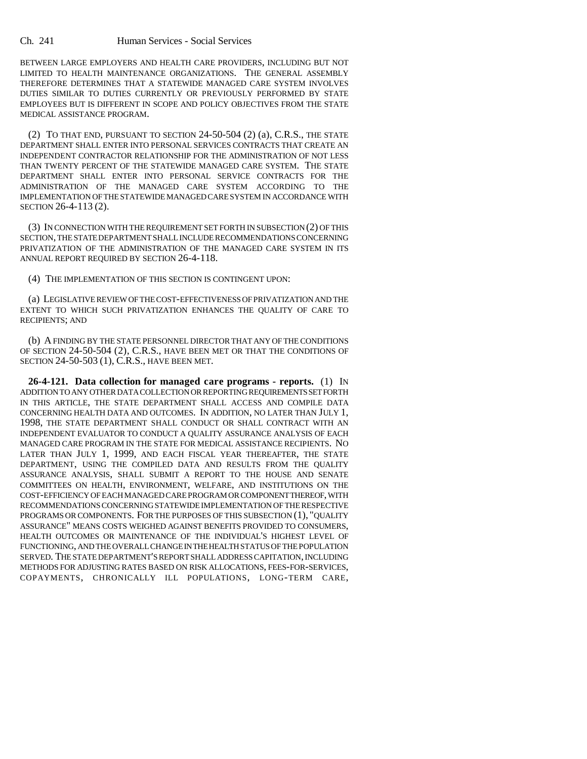BETWEEN LARGE EMPLOYERS AND HEALTH CARE PROVIDERS, INCLUDING BUT NOT LIMITED TO HEALTH MAINTENANCE ORGANIZATIONS. THE GENERAL ASSEMBLY THEREFORE DETERMINES THAT A STATEWIDE MANAGED CARE SYSTEM INVOLVES DUTIES SIMILAR TO DUTIES CURRENTLY OR PREVIOUSLY PERFORMED BY STATE EMPLOYEES BUT IS DIFFERENT IN SCOPE AND POLICY OBJECTIVES FROM THE STATE MEDICAL ASSISTANCE PROGRAM.

(2) TO THAT END, PURSUANT TO SECTION 24-50-504 (2) (a), C.R.S., THE STATE DEPARTMENT SHALL ENTER INTO PERSONAL SERVICES CONTRACTS THAT CREATE AN INDEPENDENT CONTRACTOR RELATIONSHIP FOR THE ADMINISTRATION OF NOT LESS THAN TWENTY PERCENT OF THE STATEWIDE MANAGED CARE SYSTEM. THE STATE DEPARTMENT SHALL ENTER INTO PERSONAL SERVICE CONTRACTS FOR THE ADMINISTRATION OF THE MANAGED CARE SYSTEM ACCORDING TO THE IMPLEMENTATION OF THE STATEWIDE MANAGED CARE SYSTEM IN ACCORDANCE WITH SECTION 26-4-113 (2).

(3) IN CONNECTION WITH THE REQUIREMENT SET FORTH IN SUBSECTION (2) OF THIS SECTION, THE STATE DEPARTMENT SHALL INCLUDE RECOMMENDATIONS CONCERNING PRIVATIZATION OF THE ADMINISTRATION OF THE MANAGED CARE SYSTEM IN ITS ANNUAL REPORT REQUIRED BY SECTION 26-4-118.

(4) THE IMPLEMENTATION OF THIS SECTION IS CONTINGENT UPON:

(a) LEGISLATIVE REVIEW OF THE COST-EFFECTIVENESS OF PRIVATIZATION AND THE EXTENT TO WHICH SUCH PRIVATIZATION ENHANCES THE QUALITY OF CARE TO RECIPIENTS; AND

(b) A FINDING BY THE STATE PERSONNEL DIRECTOR THAT ANY OF THE CONDITIONS OF SECTION 24-50-504 (2), C.R.S., HAVE BEEN MET OR THAT THE CONDITIONS OF SECTION 24-50-503 (1), C.R.S., HAVE BEEN MET.

**26-4-121. Data collection for managed care programs - reports.** (1) IN ADDITION TO ANY OTHER DATA COLLECTION OR REPORTING REQUIREMENTS SET FORTH IN THIS ARTICLE, THE STATE DEPARTMENT SHALL ACCESS AND COMPILE DATA CONCERNING HEALTH DATA AND OUTCOMES. IN ADDITION, NO LATER THAN JULY 1, 1998, THE STATE DEPARTMENT SHALL CONDUCT OR SHALL CONTRACT WITH AN INDEPENDENT EVALUATOR TO CONDUCT A QUALITY ASSURANCE ANALYSIS OF EACH MANAGED CARE PROGRAM IN THE STATE FOR MEDICAL ASSISTANCE RECIPIENTS. NO LATER THAN JULY 1, 1999, AND EACH FISCAL YEAR THEREAFTER, THE STATE DEPARTMENT, USING THE COMPILED DATA AND RESULTS FROM THE QUALITY ASSURANCE ANALYSIS, SHALL SUBMIT A REPORT TO THE HOUSE AND SENATE COMMITTEES ON HEALTH, ENVIRONMENT, WELFARE, AND INSTITUTIONS ON THE COST-EFFICIENCY OF EACH MANAGED CARE PROGRAM OR COMPONENT THEREOF, WITH RECOMMENDATIONS CONCERNING STATEWIDE IMPLEMENTATION OF THE RESPECTIVE PROGRAMS OR COMPONENTS. FOR THE PURPOSES OF THIS SUBSECTION (1), "QUALITY ASSURANCE" MEANS COSTS WEIGHED AGAINST BENEFITS PROVIDED TO CONSUMERS, HEALTH OUTCOMES OR MAINTENANCE OF THE INDIVIDUAL'S HIGHEST LEVEL OF FUNCTIONING, AND THE OVERALL CHANGE IN THE HEALTH STATUS OF THE POPULATION SERVED. THE STATE DEPARTMENT'S REPORT SHALL ADDRESS CAPITATION, INCLUDING METHODS FOR ADJUSTING RATES BASED ON RISK ALLOCATIONS, FEES-FOR-SERVICES, COPAYMENTS, CHRONICALLY ILL POPULATIONS, LONG-TERM CARE,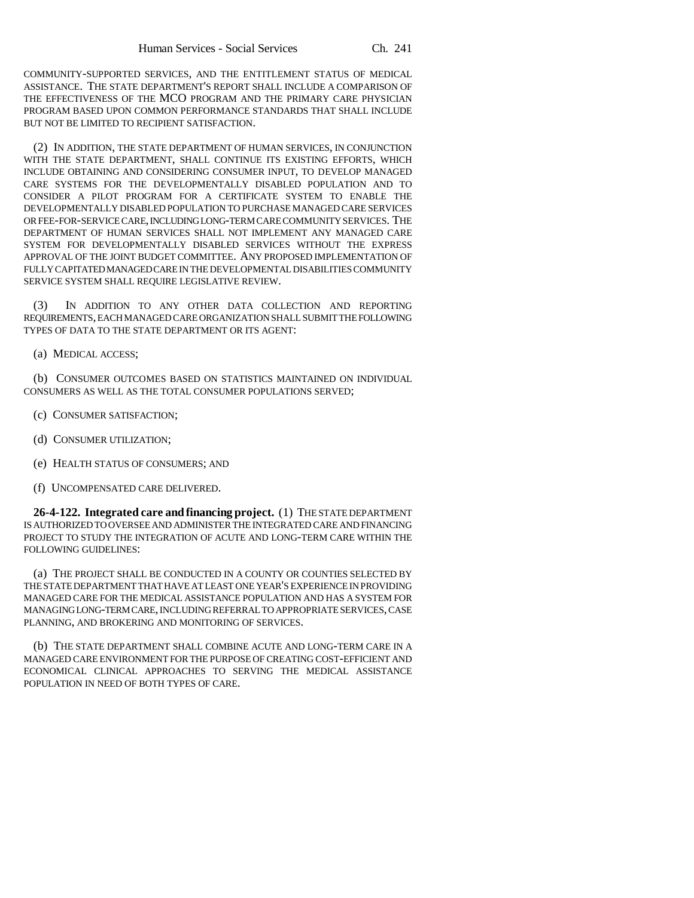COMMUNITY-SUPPORTED SERVICES, AND THE ENTITLEMENT STATUS OF MEDICAL ASSISTANCE. THE STATE DEPARTMENT'S REPORT SHALL INCLUDE A COMPARISON OF THE EFFECTIVENESS OF THE MCO PROGRAM AND THE PRIMARY CARE PHYSICIAN PROGRAM BASED UPON COMMON PERFORMANCE STANDARDS THAT SHALL INCLUDE BUT NOT BE LIMITED TO RECIPIENT SATISFACTION.

(2) IN ADDITION, THE STATE DEPARTMENT OF HUMAN SERVICES, IN CONJUNCTION WITH THE STATE DEPARTMENT, SHALL CONTINUE ITS EXISTING EFFORTS, WHICH INCLUDE OBTAINING AND CONSIDERING CONSUMER INPUT, TO DEVELOP MANAGED CARE SYSTEMS FOR THE DEVELOPMENTALLY DISABLED POPULATION AND TO CONSIDER A PILOT PROGRAM FOR A CERTIFICATE SYSTEM TO ENABLE THE DEVELOPMENTALLY DISABLED POPULATION TO PURCHASE MANAGED CARE SERVICES OR FEE-FOR-SERVICE CARE, INCLUDING LONG-TERM CARE COMMUNITY SERVICES. THE DEPARTMENT OF HUMAN SERVICES SHALL NOT IMPLEMENT ANY MANAGED CARE SYSTEM FOR DEVELOPMENTALLY DISABLED SERVICES WITHOUT THE EXPRESS APPROVAL OF THE JOINT BUDGET COMMITTEE. ANY PROPOSED IMPLEMENTATION OF FULLY CAPITATED MANAGED CARE IN THE DEVELOPMENTAL DISABILITIES COMMUNITY SERVICE SYSTEM SHALL REQUIRE LEGISLATIVE REVIEW.

(3) IN ADDITION TO ANY OTHER DATA COLLECTION AND REPORTING REQUIREMENTS, EACH MANAGED CARE ORGANIZATION SHALL SUBMIT THE FOLLOWING TYPES OF DATA TO THE STATE DEPARTMENT OR ITS AGENT:

(a) MEDICAL ACCESS;

(b) CONSUMER OUTCOMES BASED ON STATISTICS MAINTAINED ON INDIVIDUAL CONSUMERS AS WELL AS THE TOTAL CONSUMER POPULATIONS SERVED;

(c) CONSUMER SATISFACTION;

(d) CONSUMER UTILIZATION;

(e) HEALTH STATUS OF CONSUMERS; AND

(f) UNCOMPENSATED CARE DELIVERED.

**26-4-122. Integrated care and financing project.** (1) THE STATE DEPARTMENT IS AUTHORIZED TO OVERSEE AND ADMINISTER THE INTEGRATED CARE AND FINANCING PROJECT TO STUDY THE INTEGRATION OF ACUTE AND LONG-TERM CARE WITHIN THE FOLLOWING GUIDELINES:

(a) THE PROJECT SHALL BE CONDUCTED IN A COUNTY OR COUNTIES SELECTED BY THE STATE DEPARTMENT THAT HAVE AT LEAST ONE YEAR'S EXPERIENCE IN PROVIDING MANAGED CARE FOR THE MEDICAL ASSISTANCE POPULATION AND HAS A SYSTEM FOR MANAGING LONG-TERM CARE, INCLUDING REFERRAL TO APPROPRIATE SERVICES, CASE PLANNING, AND BROKERING AND MONITORING OF SERVICES.

(b) THE STATE DEPARTMENT SHALL COMBINE ACUTE AND LONG-TERM CARE IN A MANAGED CARE ENVIRONMENT FOR THE PURPOSE OF CREATING COST-EFFICIENT AND ECONOMICAL CLINICAL APPROACHES TO SERVING THE MEDICAL ASSISTANCE POPULATION IN NEED OF BOTH TYPES OF CARE.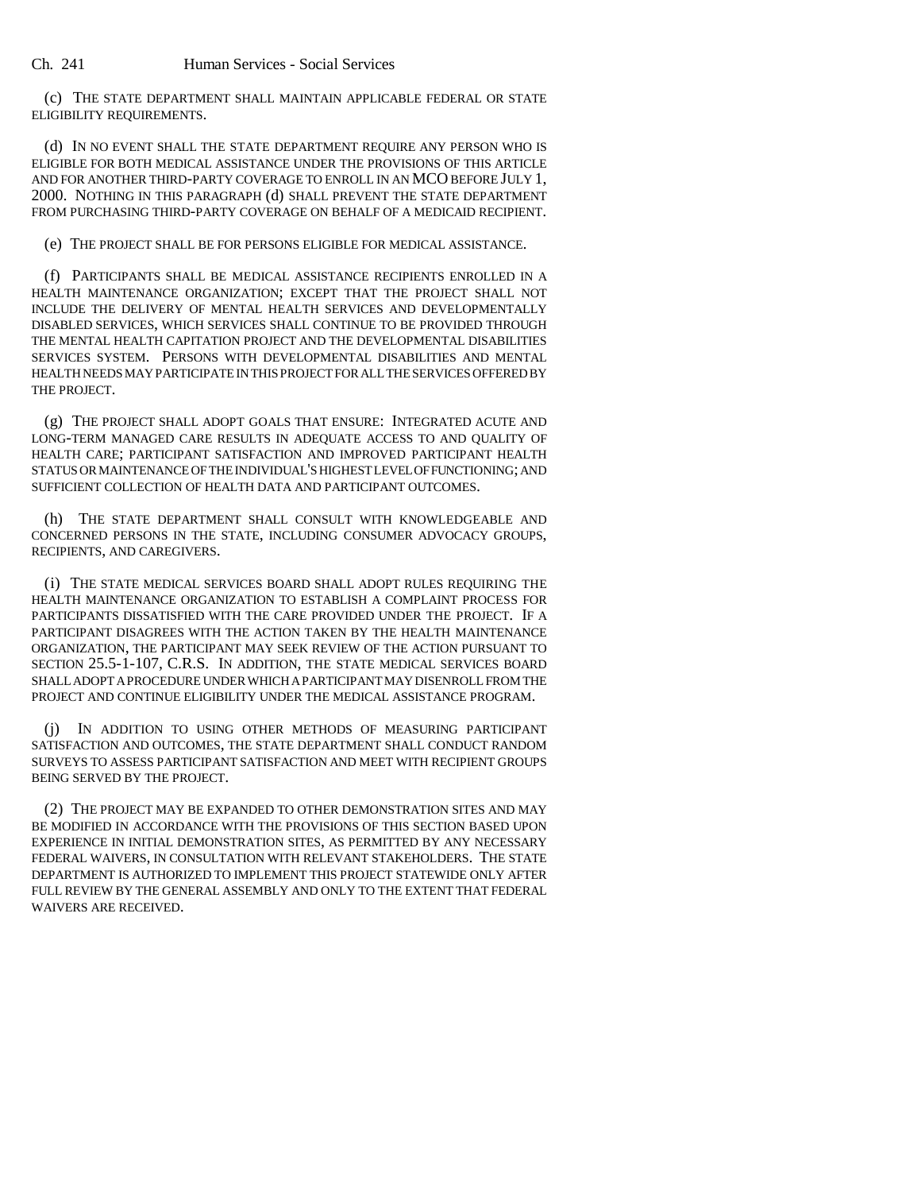(c) THE STATE DEPARTMENT SHALL MAINTAIN APPLICABLE FEDERAL OR STATE ELIGIBILITY REQUIREMENTS.

(d) IN NO EVENT SHALL THE STATE DEPARTMENT REQUIRE ANY PERSON WHO IS ELIGIBLE FOR BOTH MEDICAL ASSISTANCE UNDER THE PROVISIONS OF THIS ARTICLE AND FOR ANOTHER THIRD-PARTY COVERAGE TO ENROLL IN AN MCO BEFORE JULY 1, 2000. NOTHING IN THIS PARAGRAPH (d) SHALL PREVENT THE STATE DEPARTMENT FROM PURCHASING THIRD-PARTY COVERAGE ON BEHALF OF A MEDICAID RECIPIENT.

(e) THE PROJECT SHALL BE FOR PERSONS ELIGIBLE FOR MEDICAL ASSISTANCE.

(f) PARTICIPANTS SHALL BE MEDICAL ASSISTANCE RECIPIENTS ENROLLED IN A HEALTH MAINTENANCE ORGANIZATION; EXCEPT THAT THE PROJECT SHALL NOT INCLUDE THE DELIVERY OF MENTAL HEALTH SERVICES AND DEVELOPMENTALLY DISABLED SERVICES, WHICH SERVICES SHALL CONTINUE TO BE PROVIDED THROUGH THE MENTAL HEALTH CAPITATION PROJECT AND THE DEVELOPMENTAL DISABILITIES SERVICES SYSTEM. PERSONS WITH DEVELOPMENTAL DISABILITIES AND MENTAL HEALTH NEEDS MAY PARTICIPATE IN THIS PROJECT FOR ALL THE SERVICES OFFERED BY THE PROJECT.

(g) THE PROJECT SHALL ADOPT GOALS THAT ENSURE: INTEGRATED ACUTE AND LONG-TERM MANAGED CARE RESULTS IN ADEQUATE ACCESS TO AND QUALITY OF HEALTH CARE; PARTICIPANT SATISFACTION AND IMPROVED PARTICIPANT HEALTH STATUS OR MAINTENANCE OF THE INDIVIDUAL'S HIGHEST LEVEL OF FUNCTIONING; AND SUFFICIENT COLLECTION OF HEALTH DATA AND PARTICIPANT OUTCOMES.

(h) THE STATE DEPARTMENT SHALL CONSULT WITH KNOWLEDGEABLE AND CONCERNED PERSONS IN THE STATE, INCLUDING CONSUMER ADVOCACY GROUPS, RECIPIENTS, AND CAREGIVERS.

(i) THE STATE MEDICAL SERVICES BOARD SHALL ADOPT RULES REQUIRING THE HEALTH MAINTENANCE ORGANIZATION TO ESTABLISH A COMPLAINT PROCESS FOR PARTICIPANTS DISSATISFIED WITH THE CARE PROVIDED UNDER THE PROJECT. IF A PARTICIPANT DISAGREES WITH THE ACTION TAKEN BY THE HEALTH MAINTENANCE ORGANIZATION, THE PARTICIPANT MAY SEEK REVIEW OF THE ACTION PURSUANT TO SECTION 25.5-1-107, C.R.S. IN ADDITION, THE STATE MEDICAL SERVICES BOARD SHALL ADOPT A PROCEDURE UNDER WHICH A PARTICIPANT MAY DISENROLL FROM THE PROJECT AND CONTINUE ELIGIBILITY UNDER THE MEDICAL ASSISTANCE PROGRAM.

(j) IN ADDITION TO USING OTHER METHODS OF MEASURING PARTICIPANT SATISFACTION AND OUTCOMES, THE STATE DEPARTMENT SHALL CONDUCT RANDOM SURVEYS TO ASSESS PARTICIPANT SATISFACTION AND MEET WITH RECIPIENT GROUPS BEING SERVED BY THE PROJECT.

(2) THE PROJECT MAY BE EXPANDED TO OTHER DEMONSTRATION SITES AND MAY BE MODIFIED IN ACCORDANCE WITH THE PROVISIONS OF THIS SECTION BASED UPON EXPERIENCE IN INITIAL DEMONSTRATION SITES, AS PERMITTED BY ANY NECESSARY FEDERAL WAIVERS, IN CONSULTATION WITH RELEVANT STAKEHOLDERS. THE STATE DEPARTMENT IS AUTHORIZED TO IMPLEMENT THIS PROJECT STATEWIDE ONLY AFTER FULL REVIEW BY THE GENERAL ASSEMBLY AND ONLY TO THE EXTENT THAT FEDERAL WAIVERS ARE RECEIVED.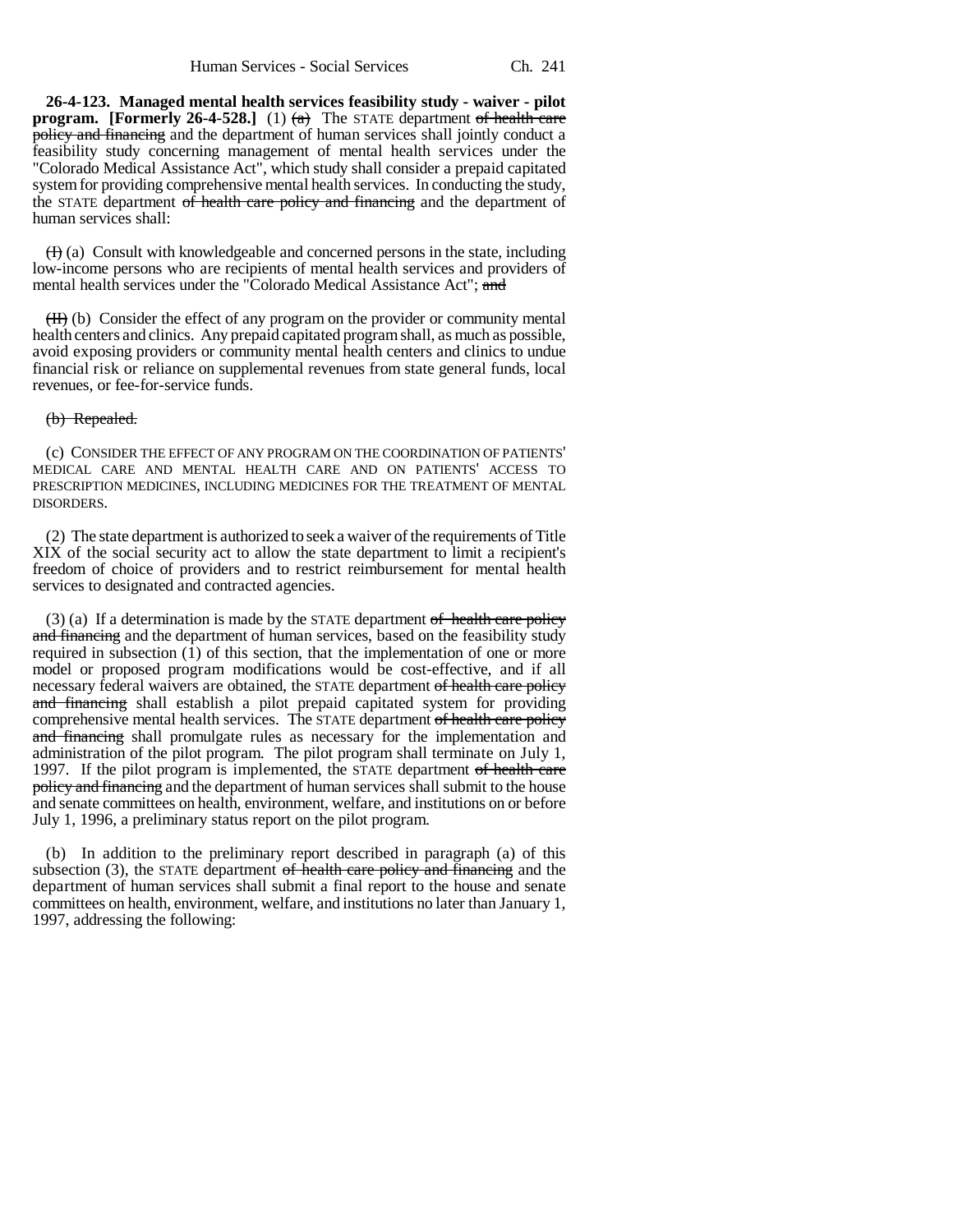**26-4-123. Managed mental health services feasibility study - waiver - pilot program. [Formerly 26-4-528.]** (1) ~~(a)~~ The STATE department ~~of health care policy and financing~~ and the department of human services shall jointly conduct a feasibility study concerning management of mental health services under the "Colorado Medical Assistance Act", which study shall consider a prepaid capitated system for providing comprehensive mental health services. In conducting the study, the STATE department ~~of health care policy and financing~~ and the department of human services shall:

~~(I)~~ (a) Consult with knowledgeable and concerned persons in the state, including low-income persons who are recipients of mental health services and providers of mental health services under the "Colorado Medical Assistance Act"; ~~and~~

~~(II)~~ (b) Consider the effect of any program on the provider or community mental health centers and clinics. Any prepaid capitated program shall, as much as possible, avoid exposing providers or community mental health centers and clinics to undue financial risk or reliance on supplemental revenues from state general funds, local revenues, or fee-for-service funds.

~~(b) Repealed.~~

(c) CONSIDER THE EFFECT OF ANY PROGRAM ON THE COORDINATION OF PATIENTS' MEDICAL CARE AND MENTAL HEALTH CARE AND ON PATIENTS' ACCESS TO PRESCRIPTION MEDICINES, INCLUDING MEDICINES FOR THE TREATMENT OF MENTAL DISORDERS.

(2) The state department is authorized to seek a waiver of the requirements of Title XIX of the social security act to allow the state department to limit a recipient's freedom of choice of providers and to restrict reimbursement for mental health services to designated and contracted agencies.

(3) (a) If a determination is made by the STATE department ~~of health care policy and financing~~ and the department of human services, based on the feasibility study required in subsection (1) of this section, that the implementation of one or more model or proposed program modifications would be cost-effective, and if all necessary federal waivers are obtained, the STATE department ~~of health care policy and financing~~ shall establish a pilot prepaid capitated system for providing comprehensive mental health services. The STATE department ~~of health care policy and financing~~ shall promulgate rules as necessary for the implementation and administration of the pilot program. The pilot program shall terminate on July 1, 1997. If the pilot program is implemented, the STATE department ~~of health care policy and financing~~ and the department of human services shall submit to the house and senate committees on health, environment, welfare, and institutions on or before July 1, 1996, a preliminary status report on the pilot program.

(b) In addition to the preliminary report described in paragraph (a) of this subsection (3), the STATE department ~~of health care policy and financing~~ and the department of human services shall submit a final report to the house and senate committees on health, environment, welfare, and institutions no later than January 1, 1997, addressing the following: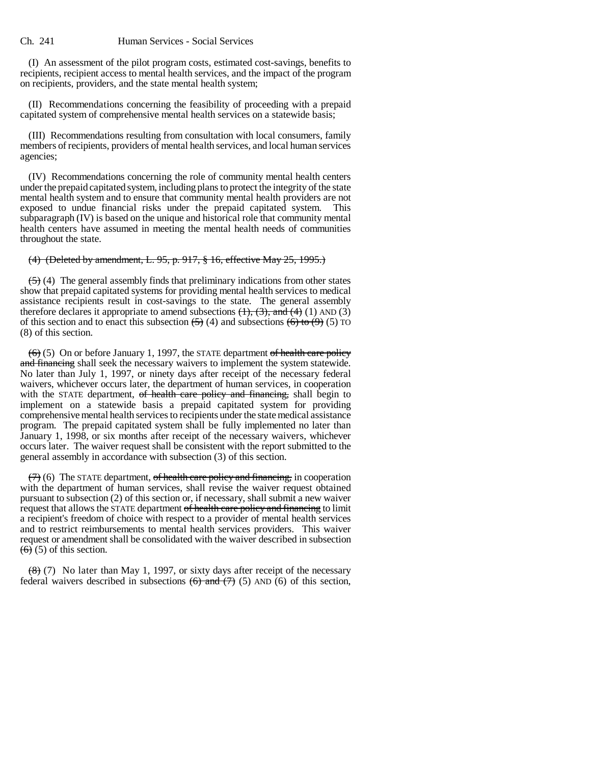(I) An assessment of the pilot program costs, estimated cost-savings, benefits to recipients, recipient access to mental health services, and the impact of the program on recipients, providers, and the state mental health system;

(II) Recommendations concerning the feasibility of proceeding with a prepaid capitated system of comprehensive mental health services on a statewide basis;

(III) Recommendations resulting from consultation with local consumers, family members of recipients, providers of mental health services, and local human services agencies;

(IV) Recommendations concerning the role of community mental health centers under the prepaid capitated system, including plans to protect the integrity of the state mental health system and to ensure that community mental health providers are not exposed to undue financial risks under the prepaid capitated system. This subparagraph (IV) is based on the unique and historical role that community mental health centers have assumed in meeting the mental health needs of communities throughout the state.

~~(4) (Deleted by amendment, L. 95, p. 917, § 16, effective May 25, 1995.)~~

~~(5)~~ (4) The general assembly finds that preliminary indications from other states show that prepaid capitated systems for providing mental health services to medical assistance recipients result in cost-savings to the state. The general assembly therefore declares it appropriate to amend subsections ~~(1), (3), and (4)~~ (1) AND (3) of this section and to enact this subsection ~~(5)~~ (4) and subsections ~~(6) to (9)~~ (5) TO (8) of this section.

~~(6)~~ (5) On or before January 1, 1997, the STATE department ~~of health care policy and financing~~ shall seek the necessary waivers to implement the system statewide. No later than July 1, 1997, or ninety days after receipt of the necessary federal waivers, whichever occurs later, the department of human services, in cooperation with the STATE department, ~~of health care policy and financing,~~ shall begin to implement on a statewide basis a prepaid capitated system for providing comprehensive mental health services to recipients under the state medical assistance program. The prepaid capitated system shall be fully implemented no later than January 1, 1998, or six months after receipt of the necessary waivers, whichever occurs later. The waiver request shall be consistent with the report submitted to the general assembly in accordance with subsection (3) of this section.

~~(7)~~ (6) The STATE department, ~~of health care policy and financing,~~ in cooperation with the department of human services, shall revise the waiver request obtained pursuant to subsection (2) of this section or, if necessary, shall submit a new waiver request that allows the STATE department ~~of health care policy and financing~~ to limit a recipient's freedom of choice with respect to a provider of mental health services and to restrict reimbursements to mental health services providers. This waiver request or amendment shall be consolidated with the waiver described in subsection ~~(6)~~ (5) of this section.

~~(8)~~ (7) No later than May 1, 1997, or sixty days after receipt of the necessary federal waivers described in subsections ~~(6) and (7)~~ (5) AND (6) of this section,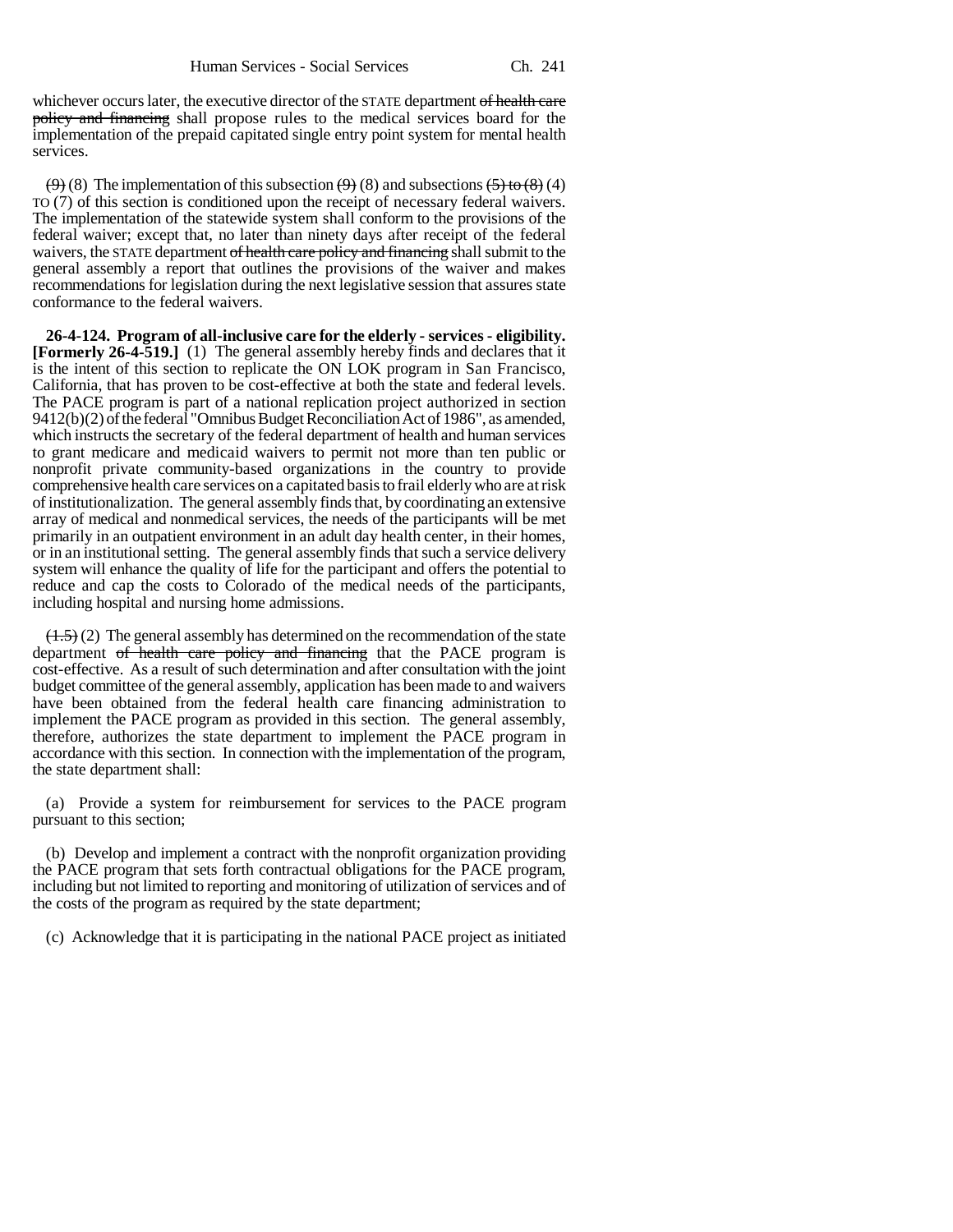whichever occurs later, the executive director of the STATE department ~~of health care policy and financing~~ shall propose rules to the medical services board for the implementation of the prepaid capitated single entry point system for mental health services.

~~(9)~~ (8) The implementation of this subsection ~~(9)~~ (8) and subsections ~~(5) to (8)~~ (4) TO (7) of this section is conditioned upon the receipt of necessary federal waivers. The implementation of the statewide system shall conform to the provisions of the federal waiver; except that, no later than ninety days after receipt of the federal waivers, the STATE department ~~of health care policy and financing~~ shall submit to the general assembly a report that outlines the provisions of the waiver and makes recommendations for legislation during the next legislative session that assures state conformance to the federal waivers.

**26-4-124. Program of all-inclusive care for the elderly - services - eligibility. [Formerly 26-4-519.]** (1) The general assembly hereby finds and declares that it is the intent of this section to replicate the ON LOK program in San Francisco, California, that has proven to be cost-effective at both the state and federal levels. The PACE program is part of a national replication project authorized in section 9412(b)(2) of the federal "Omnibus Budget Reconciliation Act of 1986", as amended, which instructs the secretary of the federal department of health and human services to grant medicare and medicaid waivers to permit not more than ten public or nonprofit private community-based organizations in the country to provide comprehensive health care services on a capitated basis to frail elderly who are at risk of institutionalization. The general assembly finds that, by coordinating an extensive array of medical and nonmedical services, the needs of the participants will be met primarily in an outpatient environment in an adult day health center, in their homes, or in an institutional setting. The general assembly finds that such a service delivery system will enhance the quality of life for the participant and offers the potential to reduce and cap the costs to Colorado of the medical needs of the participants, including hospital and nursing home admissions.

~~(1.5)~~ (2) The general assembly has determined on the recommendation of the state department ~~of health care policy and financing~~ that the PACE program is cost-effective. As a result of such determination and after consultation with the joint budget committee of the general assembly, application has been made to and waivers have been obtained from the federal health care financing administration to implement the PACE program as provided in this section. The general assembly, therefore, authorizes the state department to implement the PACE program in accordance with this section. In connection with the implementation of the program, the state department shall:

(a) Provide a system for reimbursement for services to the PACE program pursuant to this section;

(b) Develop and implement a contract with the nonprofit organization providing the PACE program that sets forth contractual obligations for the PACE program, including but not limited to reporting and monitoring of utilization of services and of the costs of the program as required by the state department;

(c) Acknowledge that it is participating in the national PACE project as initiated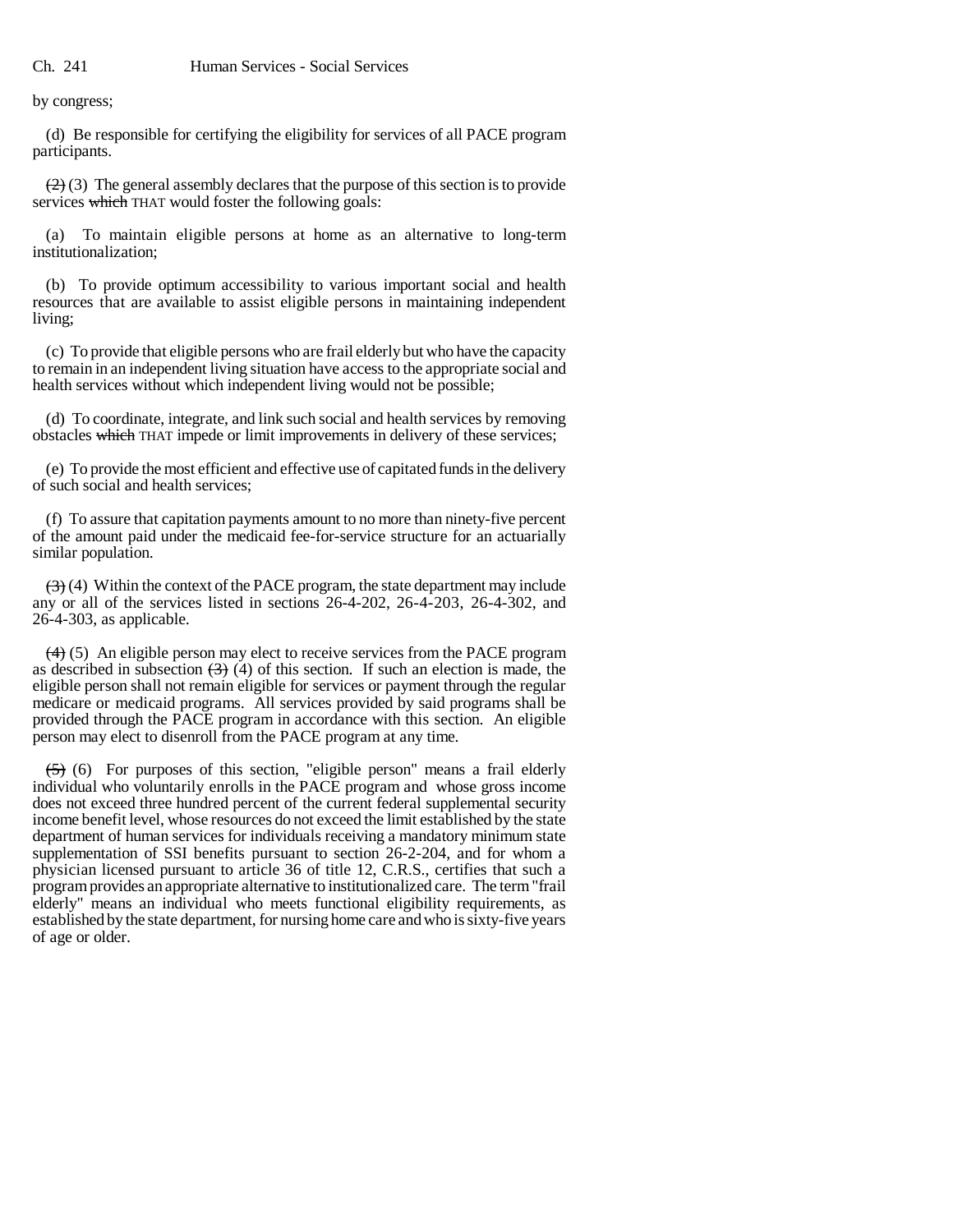by congress;

(d) Be responsible for certifying the eligibility for services of all PACE program participants.

~~(2)~~ (3) The general assembly declares that the purpose of this section is to provide services ~~which~~ THAT would foster the following goals:

(a) To maintain eligible persons at home as an alternative to long-term institutionalization;

(b) To provide optimum accessibility to various important social and health resources that are available to assist eligible persons in maintaining independent living;

(c) To provide that eligible persons who are frail elderly but who have the capacity to remain in an independent living situation have access to the appropriate social and health services without which independent living would not be possible;

(d) To coordinate, integrate, and link such social and health services by removing obstacles ~~which~~ THAT impede or limit improvements in delivery of these services;

(e) To provide the most efficient and effective use of capitated funds in the delivery of such social and health services;

(f) To assure that capitation payments amount to no more than ninety-five percent of the amount paid under the medicaid fee-for-service structure for an actuarially similar population.

~~(3)~~ (4) Within the context of the PACE program, the state department may include any or all of the services listed in sections 26-4-202, 26-4-203, 26-4-302, and 26-4-303, as applicable.

~~(4)~~ (5) An eligible person may elect to receive services from the PACE program as described in subsection ~~(3)~~ (4) of this section. If such an election is made, the eligible person shall not remain eligible for services or payment through the regular medicare or medicaid programs. All services provided by said programs shall be provided through the PACE program in accordance with this section. An eligible person may elect to disenroll from the PACE program at any time.

~~(5)~~ (6) For purposes of this section, "eligible person" means a frail elderly individual who voluntarily enrolls in the PACE program and whose gross income does not exceed three hundred percent of the current federal supplemental security income benefit level, whose resources do not exceed the limit established by the state department of human services for individuals receiving a mandatory minimum state supplementation of SSI benefits pursuant to section 26-2-204, and for whom a physician licensed pursuant to article 36 of title 12, C.R.S., certifies that such a program provides an appropriate alternative to institutionalized care. The term "frail elderly" means an individual who meets functional eligibility requirements, as established by the state department, for nursing home care and who is sixty-five years of age or older.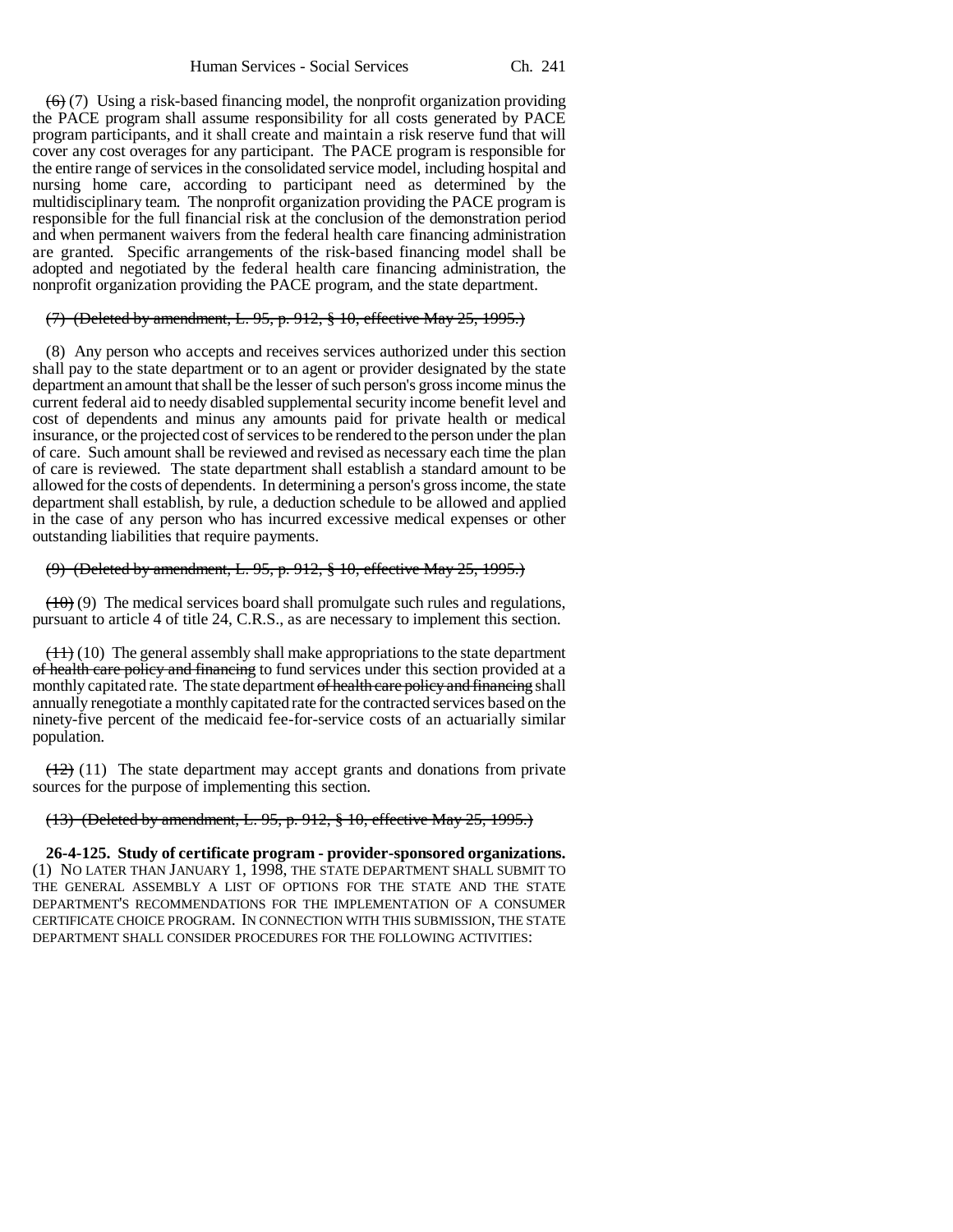~~(6)~~ (7) Using a risk-based financing model, the nonprofit organization providing the PACE program shall assume responsibility for all costs generated by PACE program participants, and it shall create and maintain a risk reserve fund that will cover any cost overages for any participant. The PACE program is responsible for the entire range of services in the consolidated service model, including hospital and nursing home care, according to participant need as determined by the multidisciplinary team. The nonprofit organization providing the PACE program is responsible for the full financial risk at the conclusion of the demonstration period and when permanent waivers from the federal health care financing administration are granted. Specific arrangements of the risk-based financing model shall be adopted and negotiated by the federal health care financing administration, the nonprofit organization providing the PACE program, and the state department.

~~(7) (Deleted by amendment, L. 95, p. 912, § 10, effective May 25, 1995.)~~

(8) Any person who accepts and receives services authorized under this section shall pay to the state department or to an agent or provider designated by the state department an amount that shall be the lesser of such person's gross income minus the current federal aid to needy disabled supplemental security income benefit level and cost of dependents and minus any amounts paid for private health or medical insurance, or the projected cost of services to be rendered to the person under the plan of care. Such amount shall be reviewed and revised as necessary each time the plan of care is reviewed. The state department shall establish a standard amount to be allowed for the costs of dependents. In determining a person's gross income, the state department shall establish, by rule, a deduction schedule to be allowed and applied in the case of any person who has incurred excessive medical expenses or other outstanding liabilities that require payments.

~~(9) (Deleted by amendment, L. 95, p. 912, § 10, effective May 25, 1995.)~~

~~(10)~~ (9) The medical services board shall promulgate such rules and regulations, pursuant to article 4 of title 24, C.R.S., as are necessary to implement this section.

~~(11)~~ (10) The general assembly shall make appropriations to the state department ~~of health care policy and financing~~ to fund services under this section provided at a monthly capitated rate. The state department ~~of health care policy and financing~~ shall annually renegotiate a monthly capitated rate for the contracted services based on the ninety-five percent of the medicaid fee-for-service costs of an actuarially similar population.

~~(12)~~ (11) The state department may accept grants and donations from private sources for the purpose of implementing this section.

~~(13) (Deleted by amendment, L. 95, p. 912, § 10, effective May 25, 1995.)~~

**26-4-125. Study of certificate program - provider-sponsored organizations.** (1) NO LATER THAN JANUARY 1, 1998, THE STATE DEPARTMENT SHALL SUBMIT TO THE GENERAL ASSEMBLY A LIST OF OPTIONS FOR THE STATE AND THE STATE DEPARTMENT'S RECOMMENDATIONS FOR THE IMPLEMENTATION OF A CONSUMER CERTIFICATE CHOICE PROGRAM. IN CONNECTION WITH THIS SUBMISSION, THE STATE DEPARTMENT SHALL CONSIDER PROCEDURES FOR THE FOLLOWING ACTIVITIES: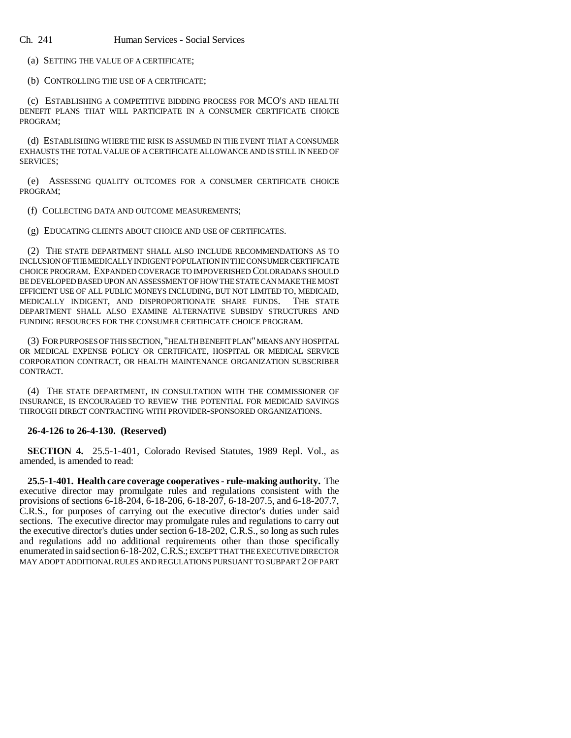(a) SETTING THE VALUE OF A CERTIFICATE;

(b) CONTROLLING THE USE OF A CERTIFICATE;

(c) ESTABLISHING A COMPETITIVE BIDDING PROCESS FOR MCO'S AND HEALTH BENEFIT PLANS THAT WILL PARTICIPATE IN A CONSUMER CERTIFICATE CHOICE PROGRAM;

(d) ESTABLISHING WHERE THE RISK IS ASSUMED IN THE EVENT THAT A CONSUMER EXHAUSTS THE TOTAL VALUE OF A CERTIFICATE ALLOWANCE AND IS STILL IN NEED OF SERVICES;

(e) ASSESSING QUALITY OUTCOMES FOR A CONSUMER CERTIFICATE CHOICE PROGRAM;

(f) COLLECTING DATA AND OUTCOME MEASUREMENTS;

(g) EDUCATING CLIENTS ABOUT CHOICE AND USE OF CERTIFICATES.

(2) THE STATE DEPARTMENT SHALL ALSO INCLUDE RECOMMENDATIONS AS TO INCLUSION OF THE MEDICALLY INDIGENT POPULATION IN THE CONSUMER CERTIFICATE CHOICE PROGRAM. EXPANDED COVERAGE TO IMPOVERISHED COLORADANS SHOULD BE DEVELOPED BASED UPON AN ASSESSMENT OF HOW THE STATE CAN MAKE THE MOST EFFICIENT USE OF ALL PUBLIC MONEYS INCLUDING, BUT NOT LIMITED TO, MEDICAID, MEDICALLY INDIGENT, AND DISPROPORTIONATE SHARE FUNDS. THE STATE DEPARTMENT SHALL ALSO EXAMINE ALTERNATIVE SUBSIDY STRUCTURES AND FUNDING RESOURCES FOR THE CONSUMER CERTIFICATE CHOICE PROGRAM.

(3) FOR PURPOSES OF THIS SECTION, "HEALTH BENEFIT PLAN" MEANS ANY HOSPITAL OR MEDICAL EXPENSE POLICY OR CERTIFICATE, HOSPITAL OR MEDICAL SERVICE CORPORATION CONTRACT, OR HEALTH MAINTENANCE ORGANIZATION SUBSCRIBER CONTRACT.

(4) THE STATE DEPARTMENT, IN CONSULTATION WITH THE COMMISSIONER OF INSURANCE, IS ENCOURAGED TO REVIEW THE POTENTIAL FOR MEDICAID SAVINGS THROUGH DIRECT CONTRACTING WITH PROVIDER-SPONSORED ORGANIZATIONS.

**26-4-126 to 26-4-130. (Reserved)**

**SECTION 4.** 25.5-1-401, Colorado Revised Statutes, 1989 Repl. Vol., as amended, is amended to read:

**25.5-1-401. Health care coverage cooperatives - rule-making authority.** The executive director may promulgate rules and regulations consistent with the provisions of sections 6-18-204, 6-18-206, 6-18-207, 6-18-207.5, and 6-18-207.7, C.R.S., for purposes of carrying out the executive director's duties under said sections. The executive director may promulgate rules and regulations to carry out the executive director's duties under section 6-18-202, C.R.S., so long as such rules and regulations add no additional requirements other than those specifically enumerated in said section 6-18-202, C.R.S.; EXCEPT THAT THE EXECUTIVE DIRECTOR MAY ADOPT ADDITIONAL RULES AND REGULATIONS PURSUANT TO SUBPART 2 OF PART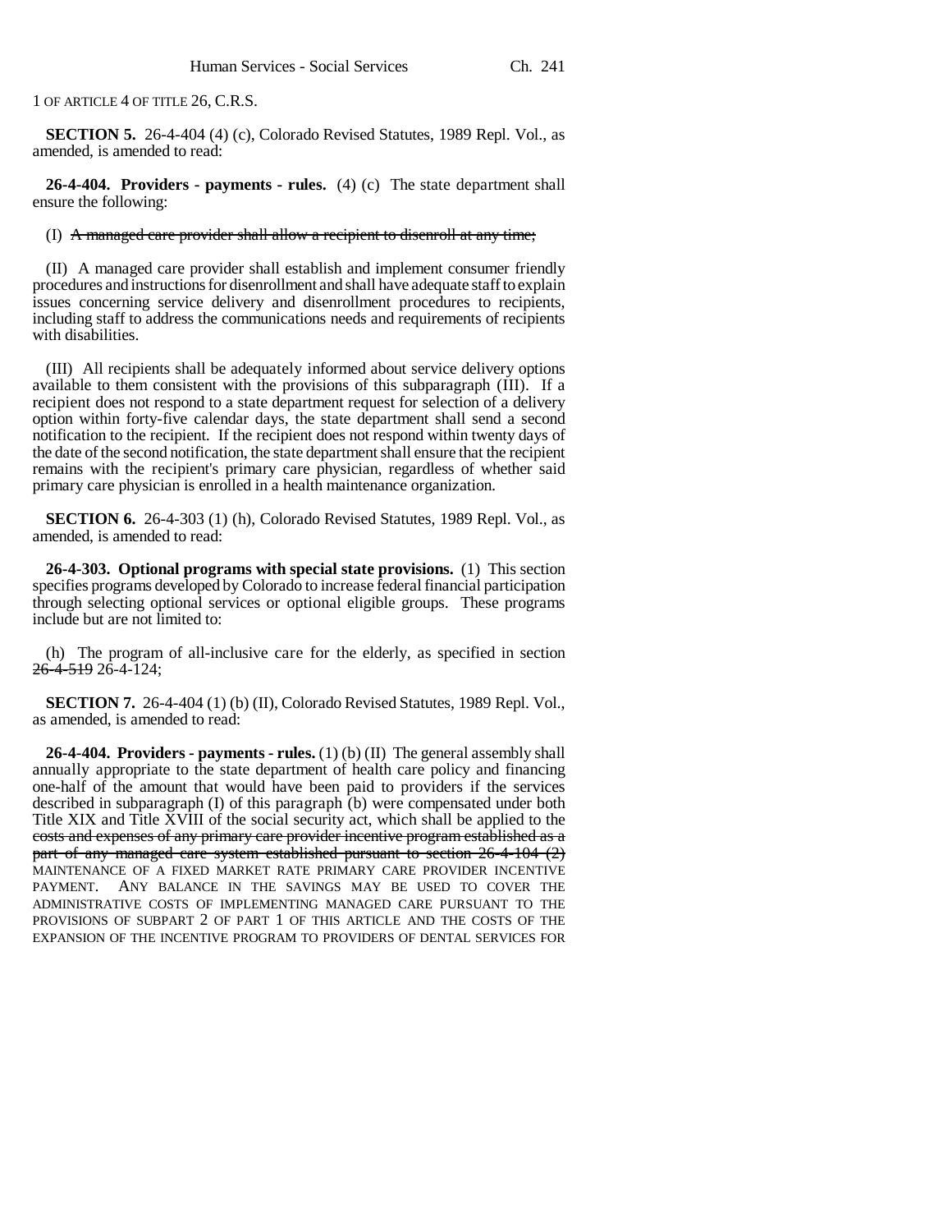1 OF ARTICLE 4 OF TITLE 26, C.R.S.

**SECTION 5.** 26-4-404 (4) (c), Colorado Revised Statutes, 1989 Repl. Vol., as amended, is amended to read:

**26-4-404. Providers - payments - rules.** (4) (c) The state department shall ensure the following:

(I) ~~A managed care provider shall allow a recipient to disenroll at any time;~~

(II) A managed care provider shall establish and implement consumer friendly procedures and instructions for disenrollment and shall have adequate staff to explain issues concerning service delivery and disenrollment procedures to recipients, including staff to address the communications needs and requirements of recipients with disabilities.

(III) All recipients shall be adequately informed about service delivery options available to them consistent with the provisions of this subparagraph (III). If a recipient does not respond to a state department request for selection of a delivery option within forty-five calendar days, the state department shall send a second notification to the recipient. If the recipient does not respond within twenty days of the date of the second notification, the state department shall ensure that the recipient remains with the recipient's primary care physician, regardless of whether said primary care physician is enrolled in a health maintenance organization.

**SECTION 6.** 26-4-303 (1) (h), Colorado Revised Statutes, 1989 Repl. Vol., as amended, is amended to read:

**26-4-303. Optional programs with special state provisions.** (1) This section specifies programs developed by Colorado to increase federal financial participation through selecting optional services or optional eligible groups. These programs include but are not limited to:

(h) The program of all-inclusive care for the elderly, as specified in section ~~26-4-519~~ 26-4-124;

**SECTION 7.** 26-4-404 (1) (b) (II), Colorado Revised Statutes, 1989 Repl. Vol., as amended, is amended to read:

**26-4-404. Providers - payments - rules.** (1) (b) (II) The general assembly shall annually appropriate to the state department of health care policy and financing one-half of the amount that would have been paid to providers if the services described in subparagraph (I) of this paragraph (b) were compensated under both Title XIX and Title XVIII of the social security act, which shall be applied to the ~~costs and expenses of any primary care provider incentive program established as a part of any managed care system established pursuant to section 26-4-104 (2)~~ MAINTENANCE OF A FIXED MARKET RATE PRIMARY CARE PROVIDER INCENTIVE PAYMENT. ANY BALANCE IN THE SAVINGS MAY BE USED TO COVER THE ADMINISTRATIVE COSTS OF IMPLEMENTING MANAGED CARE PURSUANT TO THE PROVISIONS OF SUBPART 2 OF PART 1 OF THIS ARTICLE AND THE COSTS OF THE EXPANSION OF THE INCENTIVE PROGRAM TO PROVIDERS OF DENTAL SERVICES FOR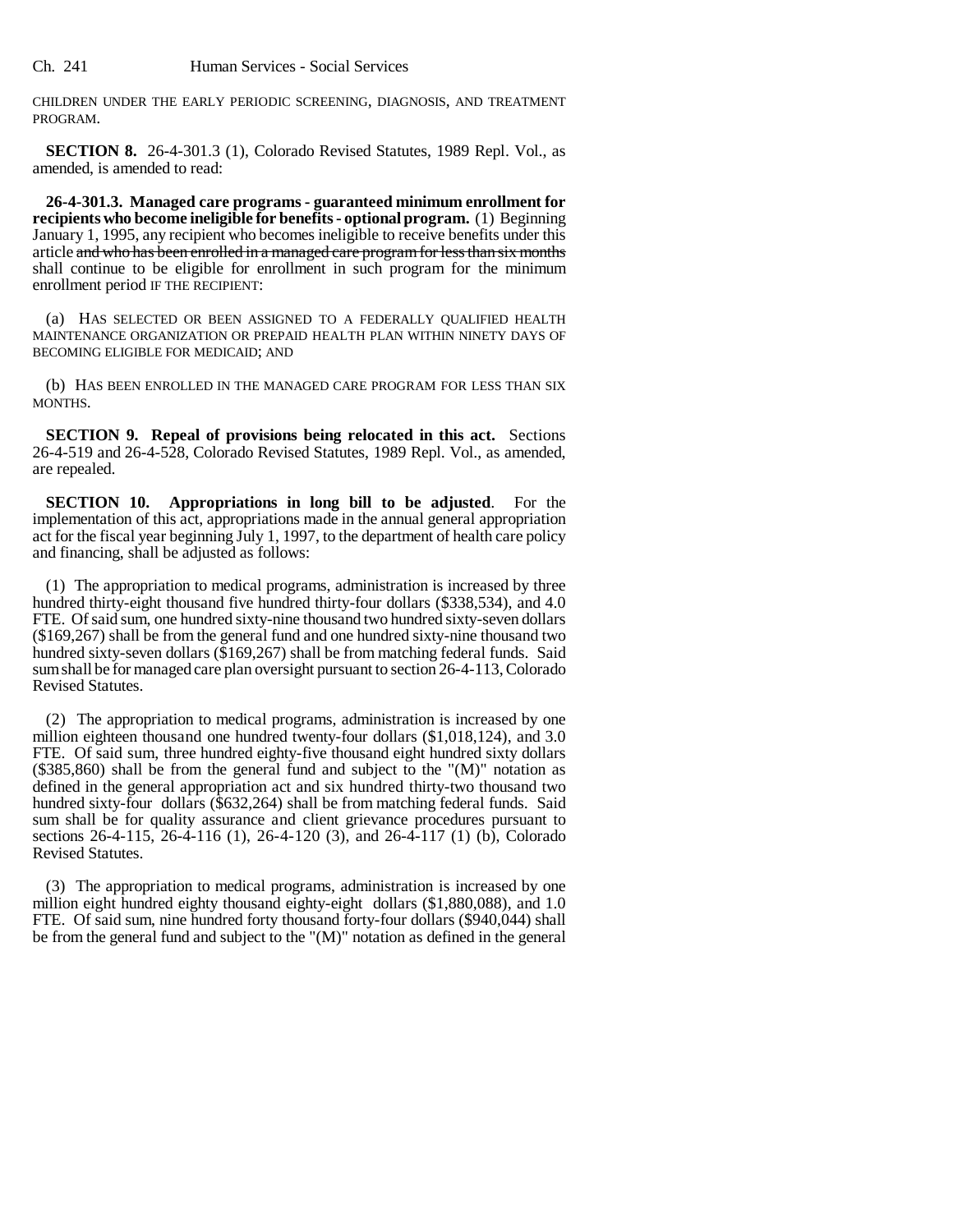CHILDREN UNDER THE EARLY PERIODIC SCREENING, DIAGNOSIS, AND TREATMENT PROGRAM.

**SECTION 8.** 26-4-301.3 (1), Colorado Revised Statutes, 1989 Repl. Vol., as amended, is amended to read:

**26-4-301.3. Managed care programs - guaranteed minimum enrollment for recipients who become ineligible for benefits - optional program.** (1) Beginning January 1, 1995, any recipient who becomes ineligible to receive benefits under this article ~~and who has been enrolled in a managed care program for less than six months~~ shall continue to be eligible for enrollment in such program for the minimum enrollment period IF THE RECIPIENT:

(a) HAS SELECTED OR BEEN ASSIGNED TO A FEDERALLY QUALIFIED HEALTH MAINTENANCE ORGANIZATION OR PREPAID HEALTH PLAN WITHIN NINETY DAYS OF BECOMING ELIGIBLE FOR MEDICAID; AND

(b) HAS BEEN ENROLLED IN THE MANAGED CARE PROGRAM FOR LESS THAN SIX MONTHS.

**SECTION 9. Repeal of provisions being relocated in this act.** Sections 26-4-519 and 26-4-528, Colorado Revised Statutes, 1989 Repl. Vol., as amended, are repealed.

**SECTION 10. Appropriations in long bill to be adjusted**. For the implementation of this act, appropriations made in the annual general appropriation act for the fiscal year beginning July 1, 1997, to the department of health care policy and financing, shall be adjusted as follows:

(1) The appropriation to medical programs, administration is increased by three hundred thirty-eight thousand five hundred thirty-four dollars ($338,534), and 4.0 FTE. Of said sum, one hundred sixty-nine thousand two hundred sixty-seven dollars ($169,267) shall be from the general fund and one hundred sixty-nine thousand two hundred sixty-seven dollars ($169,267) shall be from matching federal funds. Said sum shall be for managed care plan oversight pursuant to section 26-4-113, Colorado Revised Statutes.

(2) The appropriation to medical programs, administration is increased by one million eighteen thousand one hundred twenty-four dollars ($1,018,124), and 3.0 FTE. Of said sum, three hundred eighty-five thousand eight hundred sixty dollars ($385,860) shall be from the general fund and subject to the "(M)" notation as defined in the general appropriation act and six hundred thirty-two thousand two hundred sixty-four dollars ($632,264) shall be from matching federal funds. Said sum shall be for quality assurance and client grievance procedures pursuant to sections 26-4-115, 26-4-116 (1), 26-4-120 (3), and 26-4-117 (1) (b), Colorado Revised Statutes.

(3) The appropriation to medical programs, administration is increased by one million eight hundred eighty thousand eighty-eight dollars ($1,880,088), and 1.0 FTE. Of said sum, nine hundred forty thousand forty-four dollars ($940,044) shall be from the general fund and subject to the "(M)" notation as defined in the general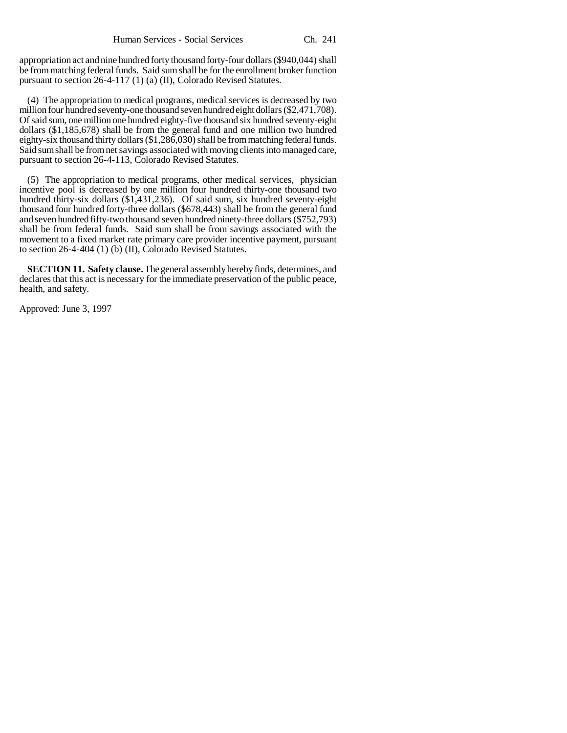appropriation act and nine hundred forty thousand forty-four dollars ($940,044) shall be from matching federal funds. Said sum shall be for the enrollment broker function pursuant to section 26-4-117 (1) (a) (II), Colorado Revised Statutes.

(4) The appropriation to medical programs, medical services is decreased by two million four hundred seventy-one thousand seven hundred eight dollars ($2,471,708). Of said sum, one million one hundred eighty-five thousand six hundred seventy-eight dollars ($1,185,678) shall be from the general fund and one million two hundred eighty-six thousand thirty dollars ($1,286,030) shall be from matching federal funds. Said sum shall be from net savings associated with moving clients into managed care, pursuant to section 26-4-113, Colorado Revised Statutes.

(5) The appropriation to medical programs, other medical services, physician incentive pool is decreased by one million four hundred thirty-one thousand two hundred thirty-six dollars ($1,431,236). Of said sum, six hundred seventy-eight thousand four hundred forty-three dollars ($678,443) shall be from the general fund and seven hundred fifty-two thousand seven hundred ninety-three dollars ($752,793) shall be from federal funds. Said sum shall be from savings associated with the movement to a fixed market rate primary care provider incentive payment, pursuant to section 26-4-404 (1) (b) (II), Colorado Revised Statutes.

**SECTION 11. Safety clause.** The general assembly hereby finds, determines, and declares that this act is necessary for the immediate preservation of the public peace, health, and safety.

Approved: June 3, 1997